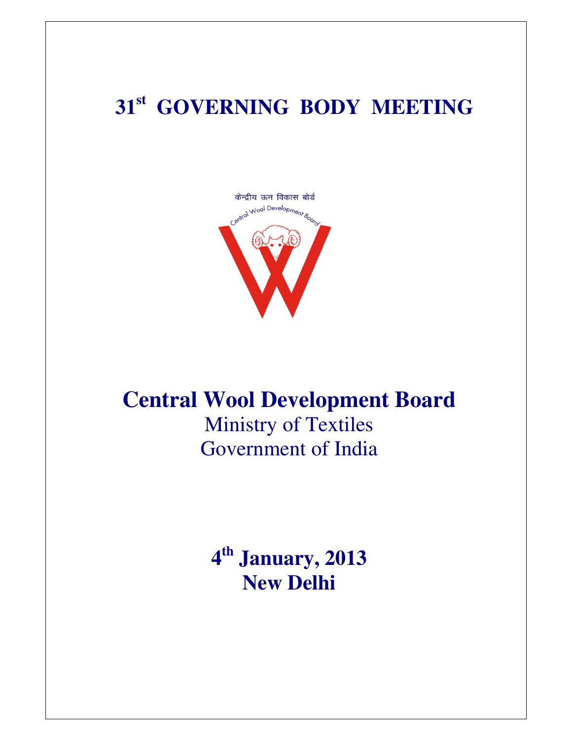# 31st GOVERNING BODY MEETING

केन्द्रीय ऊन विकास बोर्ड

Central Wool Development Board

# Central Wool Development Board

Ministry of Textiles

Government of India

## 4th January, 2013
## New Delhi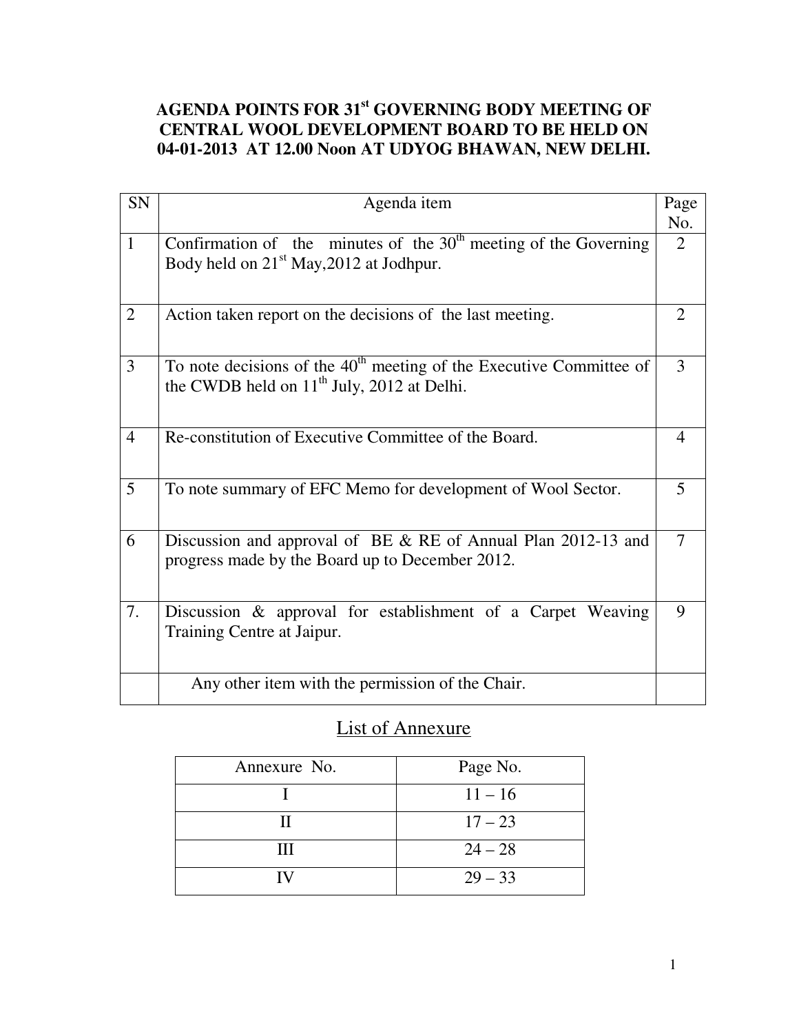# AGENDA POINTS FOR 31st GOVERNING BODY MEETING OF CENTRAL WOOL DEVELOPMENT BOARD TO BE HELD ON 04-01-2013 AT 12.00 Noon AT UDYOG BHAWAN, NEW DELHI.

| SN | Agenda item | Page No. |
|---|---|---|
| 1 | Confirmation of the minutes of the 30th meeting of the Governing Body held on 21st May,2012 at Jodhpur. | 2 |
| 2 | Action taken report on the decisions of the last meeting. | 2 |
| 3 | To note decisions of the 40th meeting of the Executive Committee of the CWDB held on 11th July, 2012 at Delhi. | 3 |
| 4 | Re-constitution of Executive Committee of the Board. | 4 |
| 5 | To note summary of EFC Memo for development of Wool Sector. | 5 |
| 6 | Discussion and approval of BE & RE of Annual Plan 2012-13 and progress made by the Board up to December 2012. | 7 |
| 7. | Discussion & approval for establishment of a Carpet Weaving Training Centre at Jaipur. | 9 |
| | Any other item with the permission of the Chair. | |

## List of Annexure

| Annexure No. | Page No. |
|---|---|
| I | 11 – 16 |
| II | 17 – 23 |
| III | 24 – 28 |
| IV | 29 – 33 |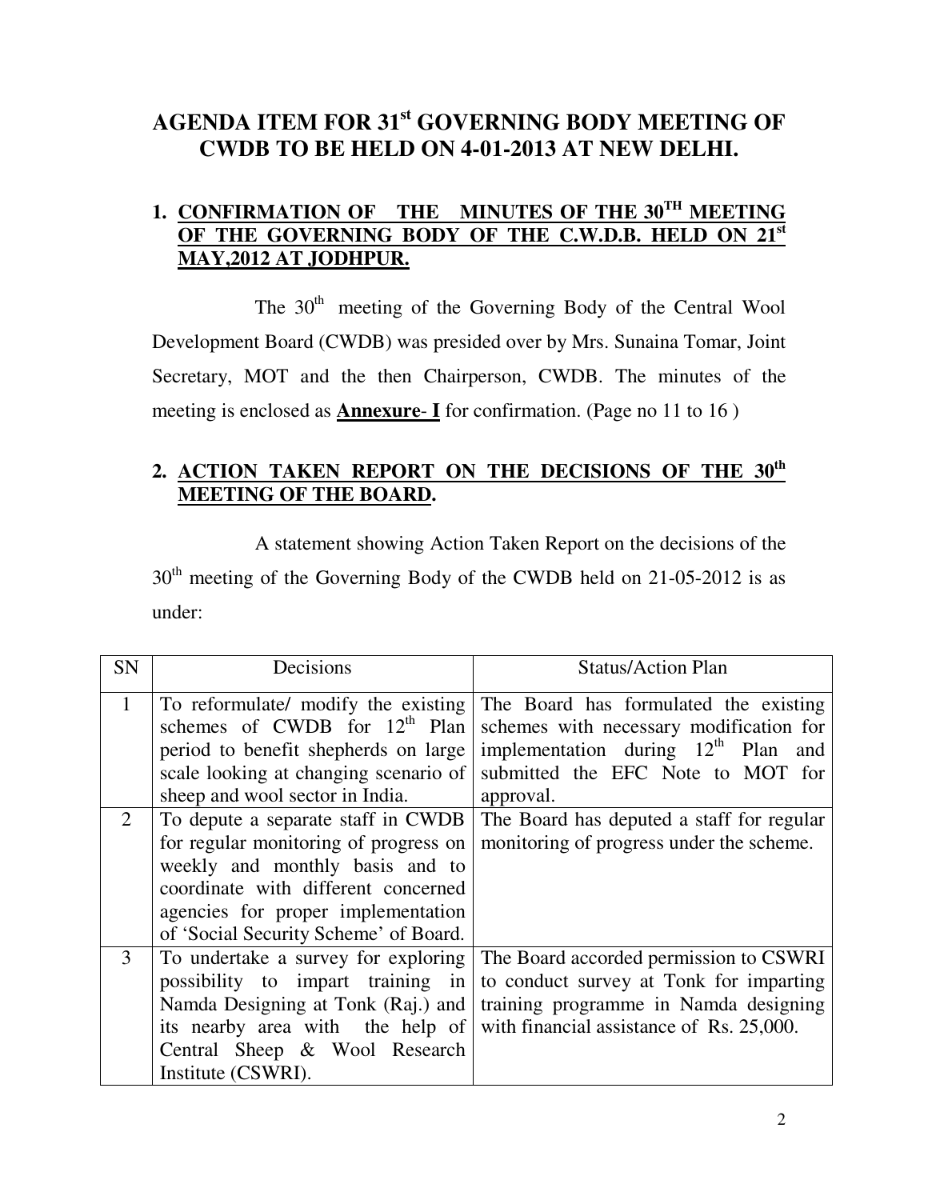# AGENDA ITEM FOR 31st GOVERNING BODY MEETING OF CWDB TO BE HELD ON 4-01-2013 AT NEW DELHI.

## 1. CONFIRMATION OF THE MINUTES OF THE 30TH MEETING OF THE GOVERNING BODY OF THE C.W.D.B. HELD ON 21st MAY,2012 AT JODHPUR.

The 30th meeting of the Governing Body of the Central Wool Development Board (CWDB) was presided over by Mrs. Sunaina Tomar, Joint Secretary, MOT and the then Chairperson, CWDB. The minutes of the meeting is enclosed as **Annexure- I** for confirmation. (Page no 11 to 16 )

## 2. ACTION TAKEN REPORT ON THE DECISIONS OF THE 30th MEETING OF THE BOARD.

A statement showing Action Taken Report on the decisions of the 30th meeting of the Governing Body of the CWDB held on 21-05-2012 is as under:

| SN | Decisions | Status/Action Plan |
|---|---|---|
| 1 | To reformulate/ modify the existing schemes of CWDB for 12th Plan period to benefit shepherds on large scale looking at changing scenario of sheep and wool sector in India. | The Board has formulated the existing schemes with necessary modification for implementation during 12th Plan and submitted the EFC Note to MOT for approval. |
| 2 | To depute a separate staff in CWDB for regular monitoring of progress on weekly and monthly basis and to coordinate with different concerned agencies for proper implementation of 'Social Security Scheme' of Board. | The Board has deputed a staff for regular monitoring of progress under the scheme. |
| 3 | To undertake a survey for exploring possibility to impart training in Namda Designing at Tonk (Raj.) and its nearby area with the help of Central Sheep & Wool Research Institute (CSWRI). | The Board accorded permission to CSWRI to conduct survey at Tonk for imparting training programme in Namda designing with financial assistance of Rs. 25,000. |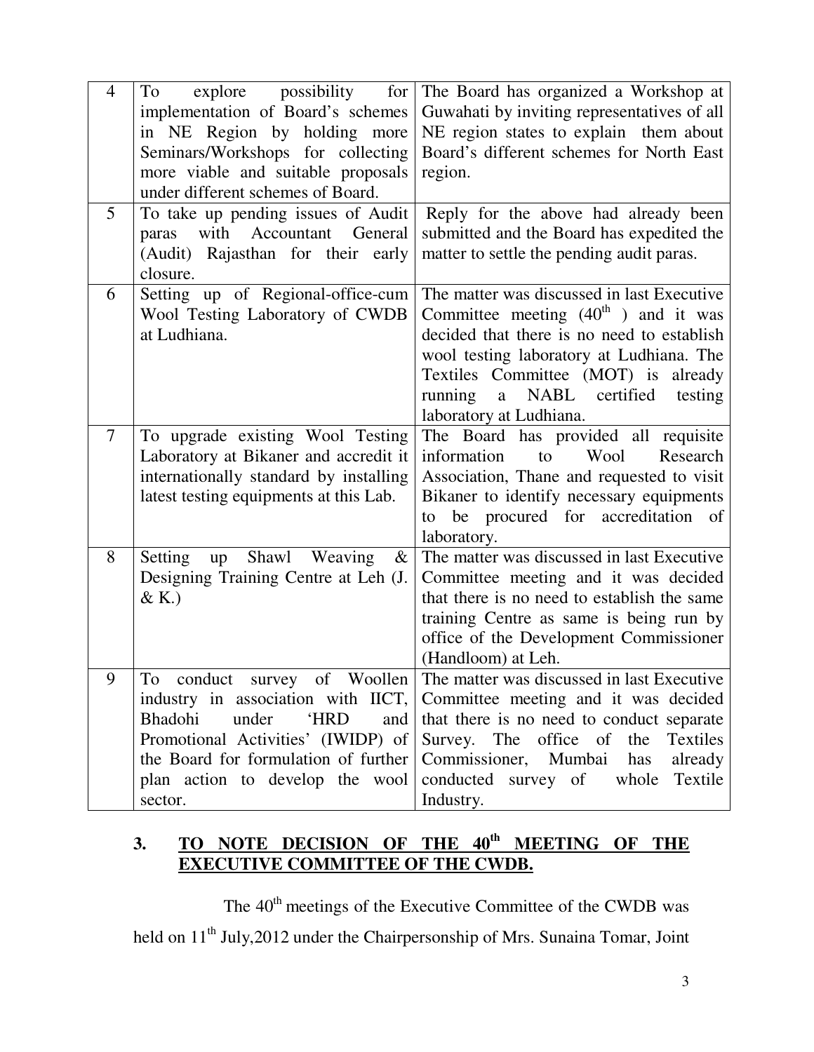| | | |
|---|---|---|
| 4 | To explore possibility for implementation of Board's schemes in NE Region by holding more Seminars/Workshops for collecting more viable and suitable proposals under different schemes of Board. | The Board has organized a Workshop at Guwahati by inviting representatives of all NE region states to explain them about Board's different schemes for North East region. |
| 5 | To take up pending issues of Audit paras with Accountant General (Audit) Rajasthan for their early closure. | Reply for the above had already been submitted and the Board has expedited the matter to settle the pending audit paras. |
| 6 | Setting up of Regional-office-cum Wool Testing Laboratory of CWDB at Ludhiana. | The matter was discussed in last Executive Committee meeting (40th ) and it was decided that there is no need to establish wool testing laboratory at Ludhiana. The Textiles Committee (MOT) is already running a NABL certified testing laboratory at Ludhiana. |
| 7 | To upgrade existing Wool Testing Laboratory at Bikaner and accredit it internationally standard by installing latest testing equipments at this Lab. | The Board has provided all requisite information to Wool Research Association, Thane and requested to visit Bikaner to identify necessary equipments to be procured for accreditation of laboratory. |
| 8 | Setting up Shawl Weaving & Designing Training Centre at Leh (J. & K.) | The matter was discussed in last Executive Committee meeting and it was decided that there is no need to establish the same training Centre as same is being run by office of the Development Commissioner (Handloom) at Leh. |
| 9 | To conduct survey of Woollen industry in association with IICT, Bhadohi under 'HRD and Promotional Activities' (IWIDP) of the Board for formulation of further plan action to develop the wool sector. | The matter was discussed in last Executive Committee meeting and it was decided that there is no need to conduct separate Survey. The office of the Textiles Commissioner, Mumbai has already conducted survey of whole Textile Industry. |

## 3. TO NOTE DECISION OF THE 40th MEETING OF THE EXECUTIVE COMMITTEE OF THE CWDB.

The 40th meetings of the Executive Committee of the CWDB was held on 11th July,2012 under the Chairpersonship of Mrs. Sunaina Tomar, Joint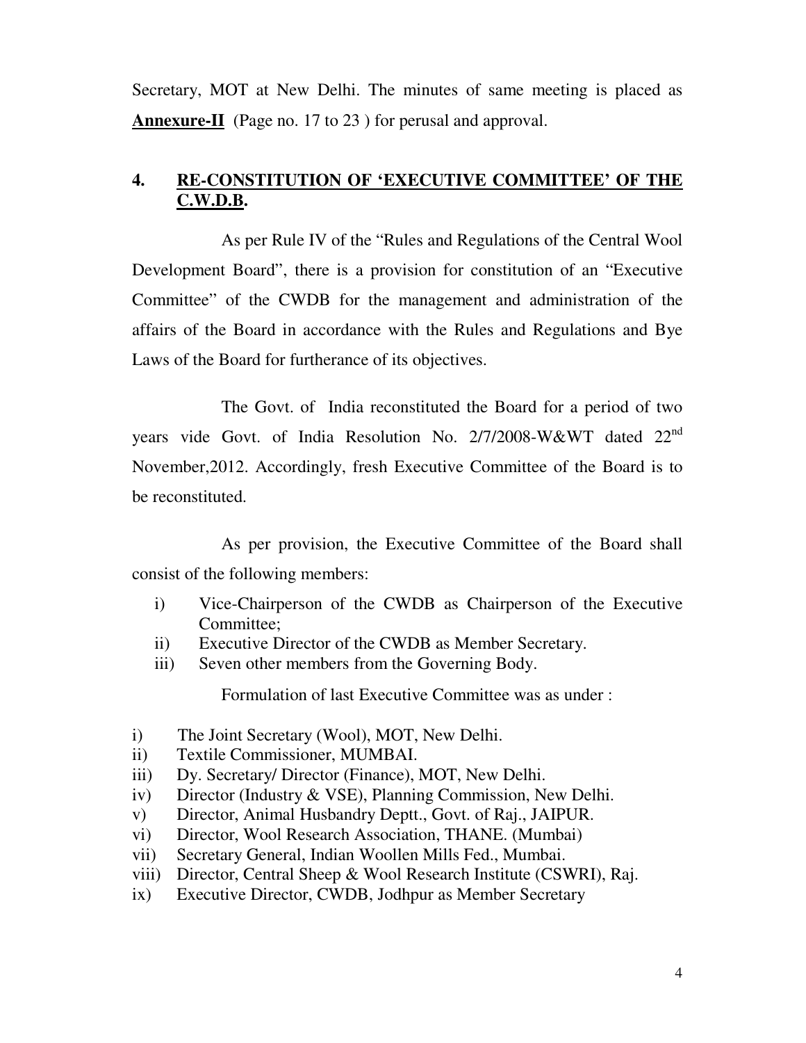Secretary, MOT at New Delhi. The minutes of same meeting is placed as **Annexure-II** (Page no. 17 to 23 ) for perusal and approval.

## 4. RE-CONSTITUTION OF 'EXECUTIVE COMMITTEE' OF THE C.W.D.B.

As per Rule IV of the "Rules and Regulations of the Central Wool Development Board", there is a provision for constitution of an "Executive Committee" of the CWDB for the management and administration of the affairs of the Board in accordance with the Rules and Regulations and Bye Laws of the Board for furtherance of its objectives.

The Govt. of India reconstituted the Board for a period of two years vide Govt. of India Resolution No. 2/7/2008-W&WT dated 22nd November,2012. Accordingly, fresh Executive Committee of the Board is to be reconstituted.

As per provision, the Executive Committee of the Board shall consist of the following members:

i) Vice-Chairperson of the CWDB as Chairperson of the Executive Committee;
ii) Executive Director of the CWDB as Member Secretary.
iii) Seven other members from the Governing Body.

Formulation of last Executive Committee was as under :

i) The Joint Secretary (Wool), MOT, New Delhi.
ii) Textile Commissioner, MUMBAI.
iii) Dy. Secretary/ Director (Finance), MOT, New Delhi.
iv) Director (Industry & VSE), Planning Commission, New Delhi.
v) Director, Animal Husbandry Deptt., Govt. of Raj., JAIPUR.
vi) Director, Wool Research Association, THANE. (Mumbai)
vii) Secretary General, Indian Woollen Mills Fed., Mumbai.
viii) Director, Central Sheep & Wool Research Institute (CSWRI), Raj.
ix) Executive Director, CWDB, Jodhpur as Member Secretary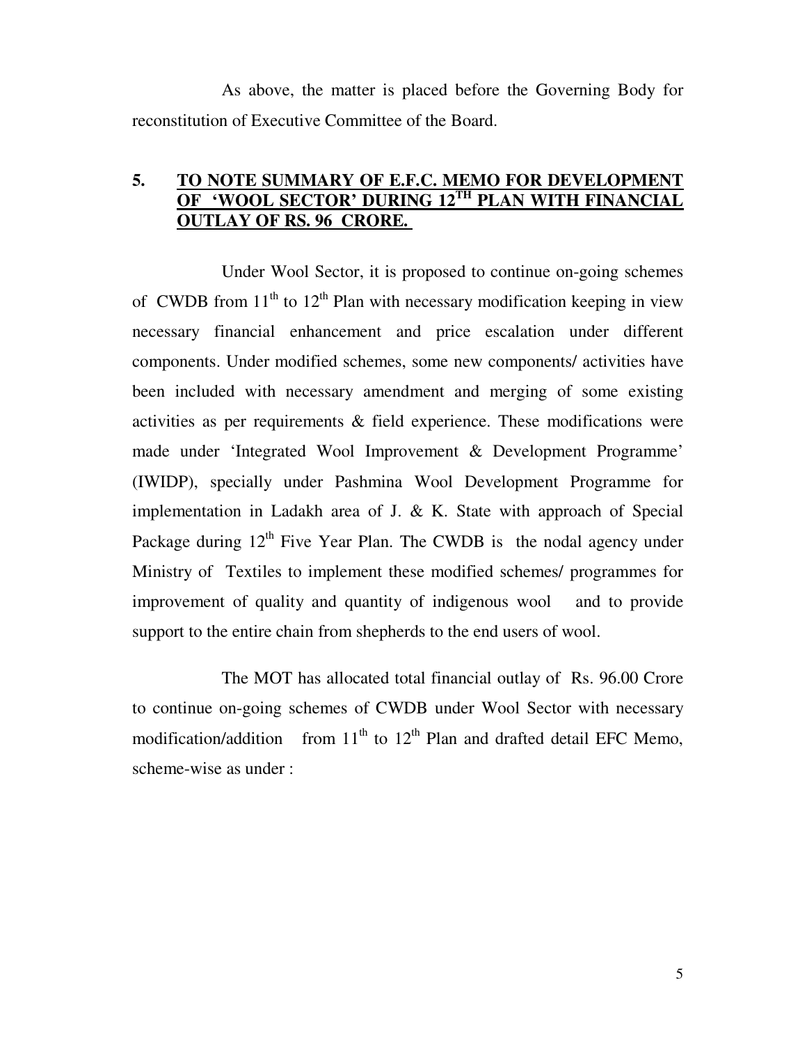As above, the matter is placed before the Governing Body for reconstitution of Executive Committee of the Board.

## 5. TO NOTE SUMMARY OF E.F.C. MEMO FOR DEVELOPMENT OF 'WOOL SECTOR' DURING 12TH PLAN WITH FINANCIAL OUTLAY OF RS. 96 CRORE.

Under Wool Sector, it is proposed to continue on-going schemes of CWDB from 11th to 12th Plan with necessary modification keeping in view necessary financial enhancement and price escalation under different components. Under modified schemes, some new components/ activities have been included with necessary amendment and merging of some existing activities as per requirements & field experience. These modifications were made under 'Integrated Wool Improvement & Development Programme' (IWIDP), specially under Pashmina Wool Development Programme for implementation in Ladakh area of J. & K. State with approach of Special Package during 12th Five Year Plan. The CWDB is the nodal agency under Ministry of Textiles to implement these modified schemes/ programmes for improvement of quality and quantity of indigenous wool and to provide support to the entire chain from shepherds to the end users of wool.

The MOT has allocated total financial outlay of Rs. 96.00 Crore to continue on-going schemes of CWDB under Wool Sector with necessary modification/addition from 11th to 12th Plan and drafted detail EFC Memo, scheme-wise as under :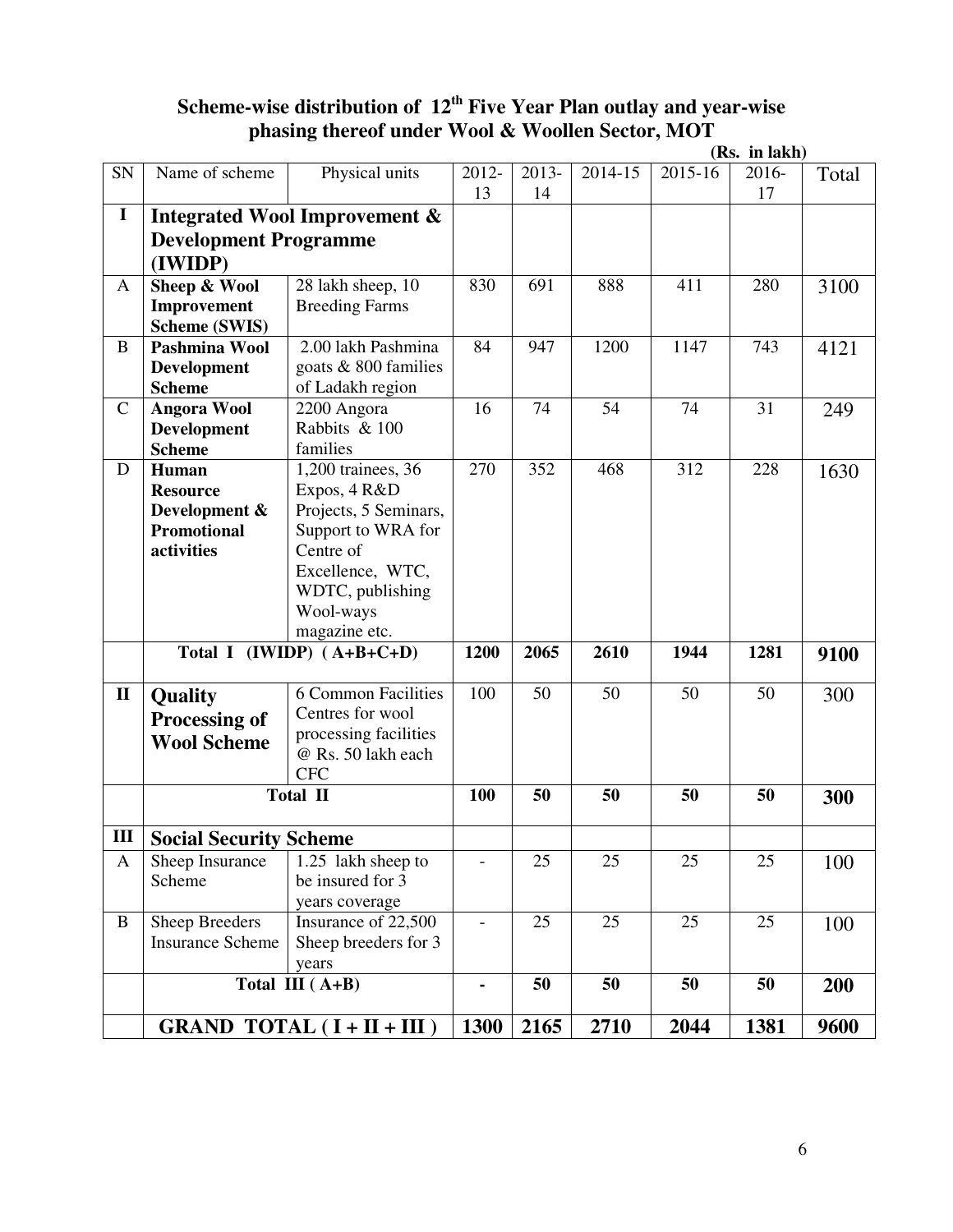# Scheme-wise distribution of 12th Five Year Plan outlay and year-wise phasing thereof under Wool & Woollen Sector, MOT

(Rs. in lakh)

| SN | Name of scheme | Physical units | 2012-13 | 2013-14 | 2014-15 | 2015-16 | 2016-17 | Total |
|---|---|---|---|---|---|---|---|---|
| **I** | **Integrated Wool Improvement & Development Programme (IWIDP)** | | | | | | | |
| A | **Sheep & Wool Improvement Scheme (SWIS)** | 28 lakh sheep, 10 Breeding Farms | 830 | 691 | 888 | 411 | 280 | 3100 |
| B | **Pashmina Wool Development Scheme** | 2.00 lakh Pashmina goats & 800 families of Ladakh region | 84 | 947 | 1200 | 1147 | 743 | 4121 |
| C | **Angora Wool Development Scheme** | 2200 Angora Rabbits & 100 families | 16 | 74 | 54 | 74 | 31 | 249 |
| D | **Human Resource Development & Promotional activities** | 1,200 trainees, 36 Expos, 4 R&D Projects, 5 Seminars, Support to WRA for Centre of Excellence, WTC, WDTC, publishing Wool-ways magazine etc. | 270 | 352 | 468 | 312 | 228 | 1630 |
| | **Total I (IWIDP) ( A+B+C+D)** | | **1200** | **2065** | **2610** | **1944** | **1281** | **9100** |
| **II** | **Quality Processing of Wool Scheme** | 6 Common Facilities Centres for wool processing facilities @ Rs. 50 lakh each CFC | 100 | 50 | 50 | 50 | 50 | 300 |
| | **Total II** | | **100** | **50** | **50** | **50** | **50** | **300** |
| **III** | **Social Security Scheme** | | | | | | | |
| A | Sheep Insurance Scheme | 1.25 lakh sheep to be insured for 3 years coverage | - | 25 | 25 | 25 | 25 | 100 |
| B | Sheep Breeders Insurance Scheme | Insurance of 22,500 Sheep breeders for 3 years | - | 25 | 25 | 25 | 25 | 100 |
| | **Total III ( A+B)** | | **-** | **50** | **50** | **50** | **50** | **200** |
| | **GRAND TOTAL ( I + II + III )** | | **1300** | **2165** | **2710** | **2044** | **1381** | **9600** |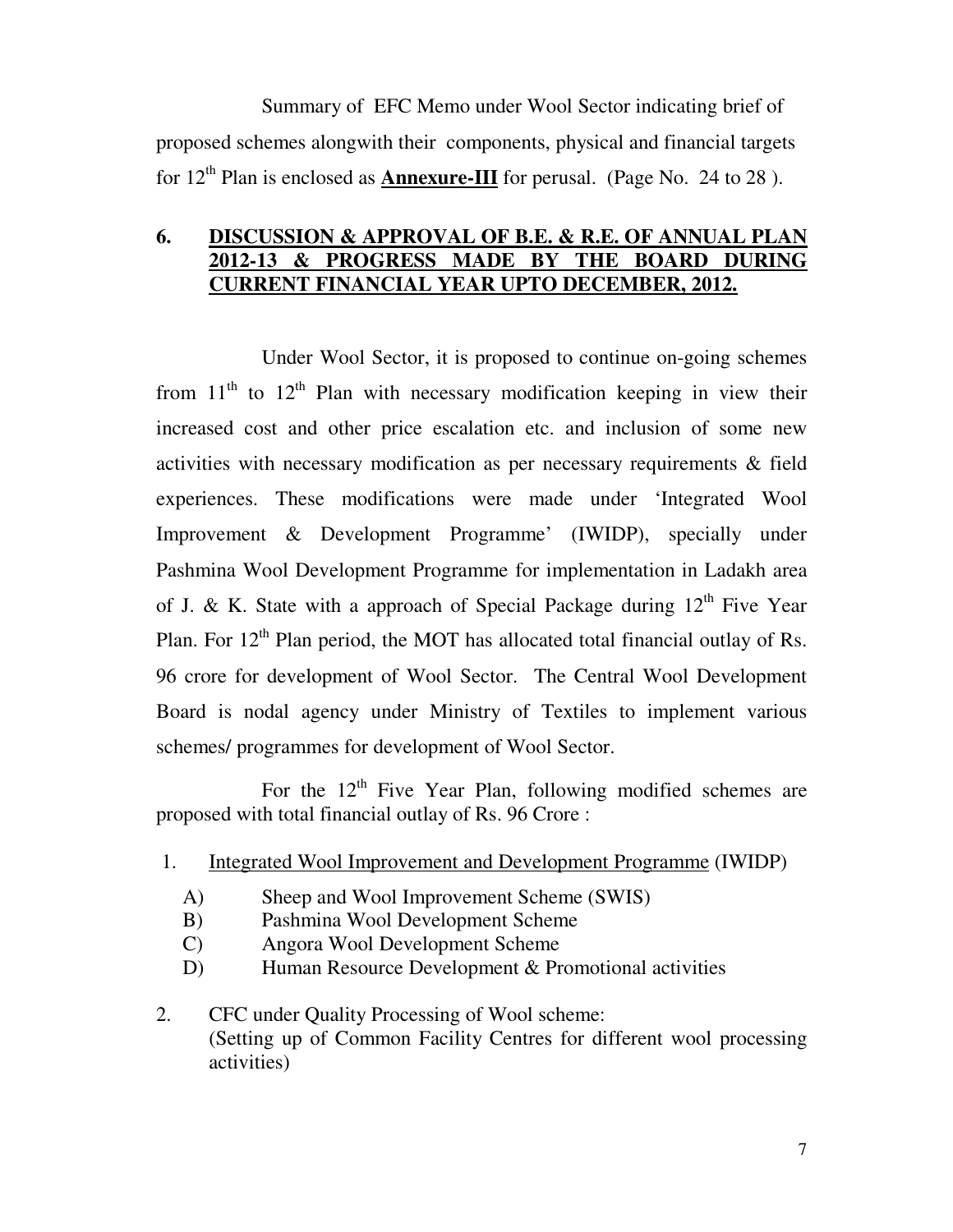Summary of EFC Memo under Wool Sector indicating brief of proposed schemes alongwith their components, physical and financial targets for 12th Plan is enclosed as **Annexure-III** for perusal. (Page No. 24 to 28 ).

## 6. DISCUSSION & APPROVAL OF B.E. & R.E. OF ANNUAL PLAN 2012-13 & PROGRESS MADE BY THE BOARD DURING CURRENT FINANCIAL YEAR UPTO DECEMBER, 2012.

Under Wool Sector, it is proposed to continue on-going schemes from 11th to 12th Plan with necessary modification keeping in view their increased cost and other price escalation etc. and inclusion of some new activities with necessary modification as per necessary requirements & field experiences. These modifications were made under 'Integrated Wool Improvement & Development Programme' (IWIDP), specially under Pashmina Wool Development Programme for implementation in Ladakh area of J. & K. State with a approach of Special Package during 12th Five Year Plan. For 12th Plan period, the MOT has allocated total financial outlay of Rs. 96 crore for development of Wool Sector. The Central Wool Development Board is nodal agency under Ministry of Textiles to implement various schemes/ programmes for development of Wool Sector.

For the 12th Five Year Plan, following modified schemes are proposed with total financial outlay of Rs. 96 Crore :

1. Integrated Wool Improvement and Development Programme (IWIDP)
   - A) Sheep and Wool Improvement Scheme (SWIS)
   - B) Pashmina Wool Development Scheme
   - C) Angora Wool Development Scheme
   - D) Human Resource Development & Promotional activities
2. CFC under Quality Processing of Wool scheme:
   (Setting up of Common Facility Centres for different wool processing activities)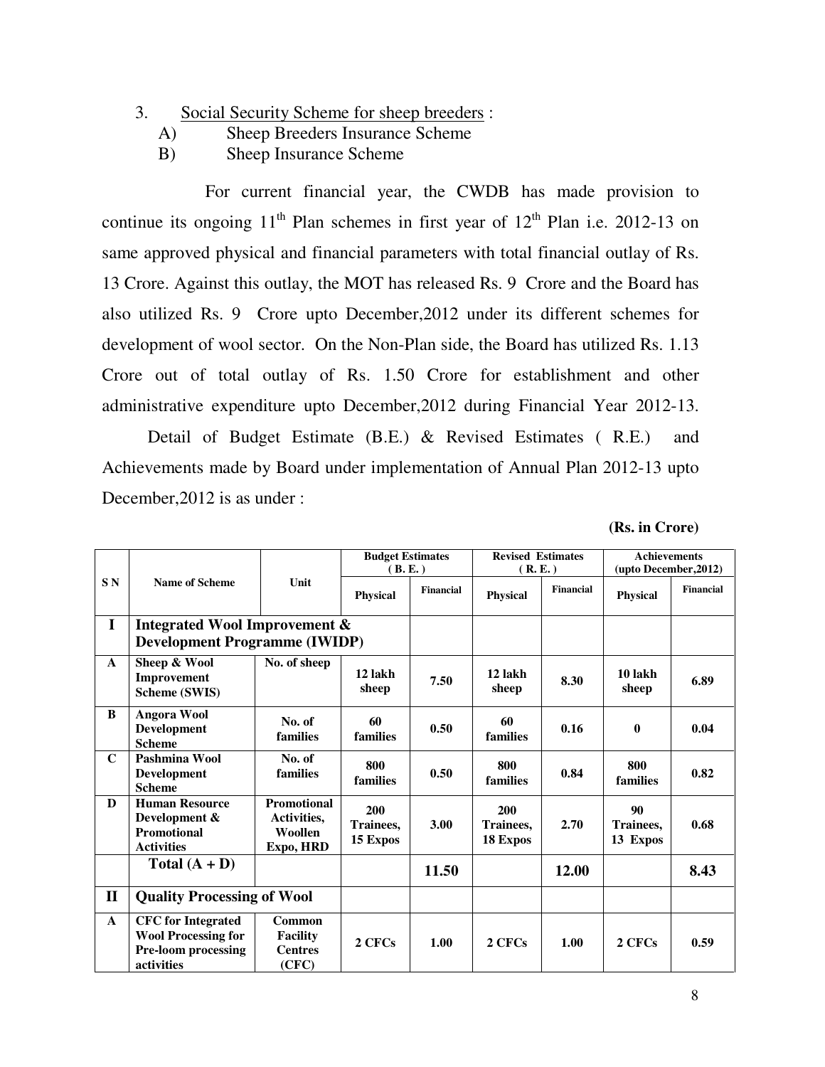3. Social Security Scheme for sheep breeders :

A) Sheep Breeders Insurance Scheme

B) Sheep Insurance Scheme

For current financial year, the CWDB has made provision to continue its ongoing 11th Plan schemes in first year of 12th Plan i.e. 2012-13 on same approved physical and financial parameters with total financial outlay of Rs. 13 Crore. Against this outlay, the MOT has released Rs. 9 Crore and the Board has also utilized Rs. 9 Crore upto December,2012 under its different schemes for development of wool sector. On the Non-Plan side, the Board has utilized Rs. 1.13 Crore out of total outlay of Rs. 1.50 Crore for establishment and other administrative expenditure upto December,2012 during Financial Year 2012-13.

Detail of Budget Estimate (B.E.) & Revised Estimates ( R.E.) and Achievements made by Board under implementation of Annual Plan 2012-13 upto December,2012 is as under :

**(Rs. in Crore)**

| S N | Name of Scheme | Unit | Budget Estimates ( B. E. ) | | Revised Estimates ( R. E. ) | | Achievements (upto December,2012) | |
|---|---|---|---|---|---|---|---|---|
| | | | Physical | Financial | Physical | Financial | Physical | Financial |
| **I** | **Integrated Wool Improvement & Development Programme (IWIDP)** | | | | | | | |
| **A** | **Sheep & Wool Improvement Scheme (SWIS)** | **No. of sheep** | **12 lakh sheep** | **7.50** | **12 lakh sheep** | **8.30** | **10 lakh sheep** | **6.89** |
| **B** | **Angora Wool Development Scheme** | **No. of families** | **60 families** | **0.50** | **60 families** | **0.16** | **0** | **0.04** |
| **C** | **Pashmina Wool Development Scheme** | **No. of families** | **800 families** | **0.50** | **800 families** | **0.84** | **800 families** | **0.82** |
| **D** | **Human Resource Development & Promotional Activities** | **Promotional Activities, Woollen Expo, HRD** | **200 Trainees, 15 Expos** | **3.00** | **200 Trainees, 18 Expos** | **2.70** | **90 Trainees, 13 Expos** | **0.68** |
| | **Total (A + D)** | | | **11.50** | | **12.00** | | **8.43** |
| **II** | **Quality Processing of Wool** | | | | | | | |
| **A** | **CFC for Integrated Wool Processing for Pre-loom processing activities** | **Common Facility Centres (CFC)** | **2 CFCs** | **1.00** | **2 CFCs** | **1.00** | **2 CFCs** | **0.59** |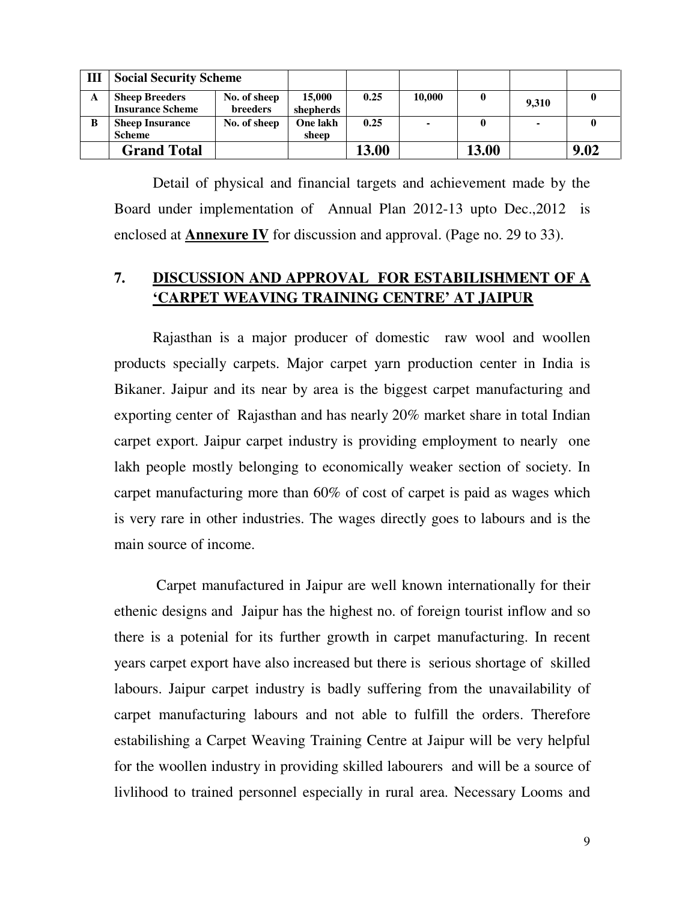| III | Social Security Scheme | | | | | | | |
|---|---|---|---|---|---|---|---|---|
| A | Sheep Breeders Insurance Scheme | No. of sheep breeders | 15,000 shepherds | 0.25 | 10,000 | 0 | 9,310 | 0 |
| B | Sheep Insurance Scheme | No. of sheep | One lakh sheep | 0.25 | - | 0 | - | 0 |
| | **Grand Total** | | | **13.00** | | **13.00** | | **9.02** |

Detail of physical and financial targets and achievement made by the Board under implementation of Annual Plan 2012-13 upto Dec.,2012 is enclosed at **Annexure IV** for discussion and approval. (Page no. 29 to 33).

## 7. DISCUSSION AND APPROVAL FOR ESTABILISHMENT OF A 'CARPET WEAVING TRAINING CENTRE' AT JAIPUR

Rajasthan is a major producer of domestic raw wool and woollen products specially carpets. Major carpet yarn production center in India is Bikaner. Jaipur and its near by area is the biggest carpet manufacturing and exporting center of Rajasthan and has nearly 20% market share in total Indian carpet export. Jaipur carpet industry is providing employment to nearly one lakh people mostly belonging to economically weaker section of society. In carpet manufacturing more than 60% of cost of carpet is paid as wages which is very rare in other industries. The wages directly goes to labours and is the main source of income.

Carpet manufactured in Jaipur are well known internationally for their ethenic designs and Jaipur has the highest no. of foreign tourist inflow and so there is a potenial for its further growth in carpet manufacturing. In recent years carpet export have also increased but there is serious shortage of skilled labours. Jaipur carpet industry is badly suffering from the unavailability of carpet manufacturing labours and not able to fulfill the orders. Therefore estabilishing a Carpet Weaving Training Centre at Jaipur will be very helpful for the woollen industry in providing skilled labourers and will be a source of livlihood to trained personnel especially in rural area. Necessary Looms and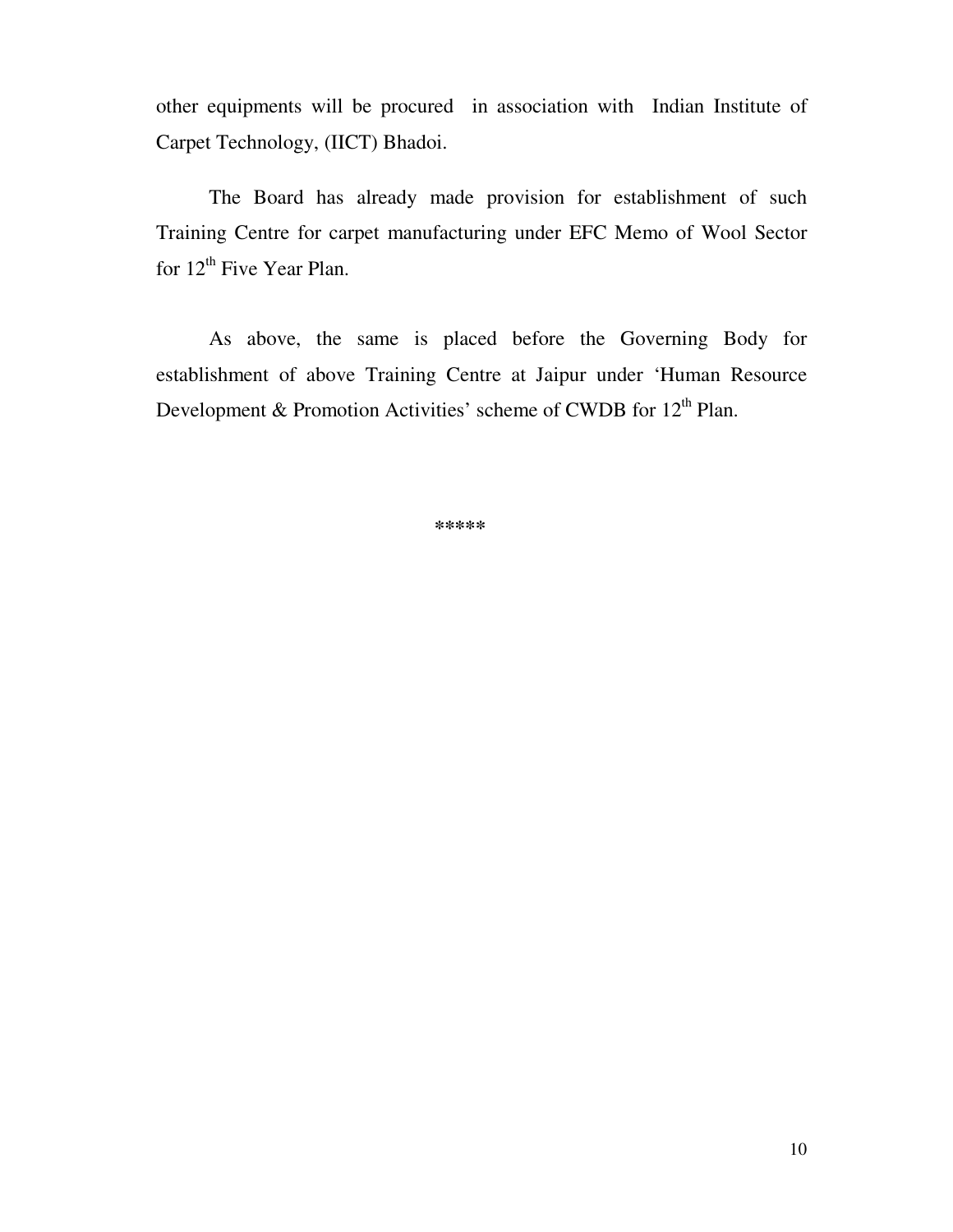other equipments will be procured in association with Indian Institute of Carpet Technology, (IICT) Bhadoi.

The Board has already made provision for establishment of such Training Centre for carpet manufacturing under EFC Memo of Wool Sector for 12th Five Year Plan.

As above, the same is placed before the Governing Body for establishment of above Training Centre at Jaipur under 'Human Resource Development & Promotion Activities' scheme of CWDB for 12th Plan.

*****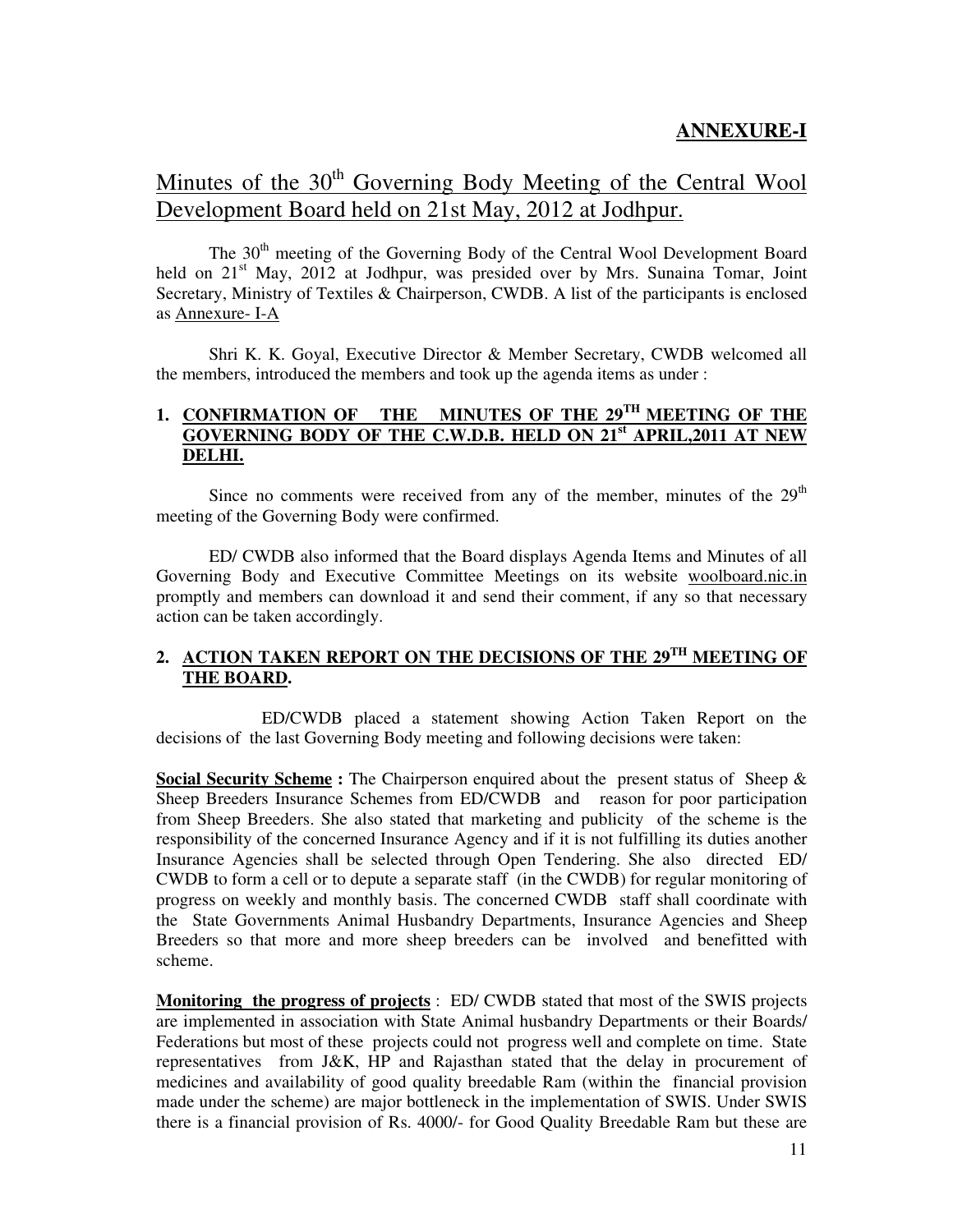**ANNEXURE-I**

# Minutes of the 30th Governing Body Meeting of the Central Wool Development Board held on 21st May, 2012 at Jodhpur.

The 30th meeting of the Governing Body of the Central Wool Development Board held on 21st May, 2012 at Jodhpur, was presided over by Mrs. Sunaina Tomar, Joint Secretary, Ministry of Textiles & Chairperson, CWDB. A list of the participants is enclosed as Annexure- I-A

Shri K. K. Goyal, Executive Director & Member Secretary, CWDB welcomed all the members, introduced the members and took up the agenda items as under :

## 1. CONFIRMATION OF THE MINUTES OF THE 29TH MEETING OF THE GOVERNING BODY OF THE C.W.D.B. HELD ON 21st APRIL,2011 AT NEW DELHI.

Since no comments were received from any of the member, minutes of the 29th meeting of the Governing Body were confirmed.

ED/ CWDB also informed that the Board displays Agenda Items and Minutes of all Governing Body and Executive Committee Meetings on its website woolboard.nic.in promptly and members can download it and send their comment, if any so that necessary action can be taken accordingly.

## 2. ACTION TAKEN REPORT ON THE DECISIONS OF THE 29TH MEETING OF THE BOARD.

ED/CWDB placed a statement showing Action Taken Report on the decisions of the last Governing Body meeting and following decisions were taken:

**Social Security Scheme :** The Chairperson enquired about the present status of Sheep & Sheep Breeders Insurance Schemes from ED/CWDB and reason for poor participation from Sheep Breeders. She also stated that marketing and publicity of the scheme is the responsibility of the concerned Insurance Agency and if it is not fulfilling its duties another Insurance Agencies shall be selected through Open Tendering. She also directed ED/ CWDB to form a cell or to depute a separate staff (in the CWDB) for regular monitoring of progress on weekly and monthly basis. The concerned CWDB staff shall coordinate with the State Governments Animal Husbandry Departments, Insurance Agencies and Sheep Breeders so that more and more sheep breeders can be involved and benefitted with scheme.

**Monitoring the progress of projects** : ED/ CWDB stated that most of the SWIS projects are implemented in association with State Animal husbandry Departments or their Boards/ Federations but most of these projects could not progress well and complete on time. State representatives from J&K, HP and Rajasthan stated that the delay in procurement of medicines and availability of good quality breedable Ram (within the financial provision made under the scheme) are major bottleneck in the implementation of SWIS. Under SWIS there is a financial provision of Rs. 4000/- for Good Quality Breedable Ram but these are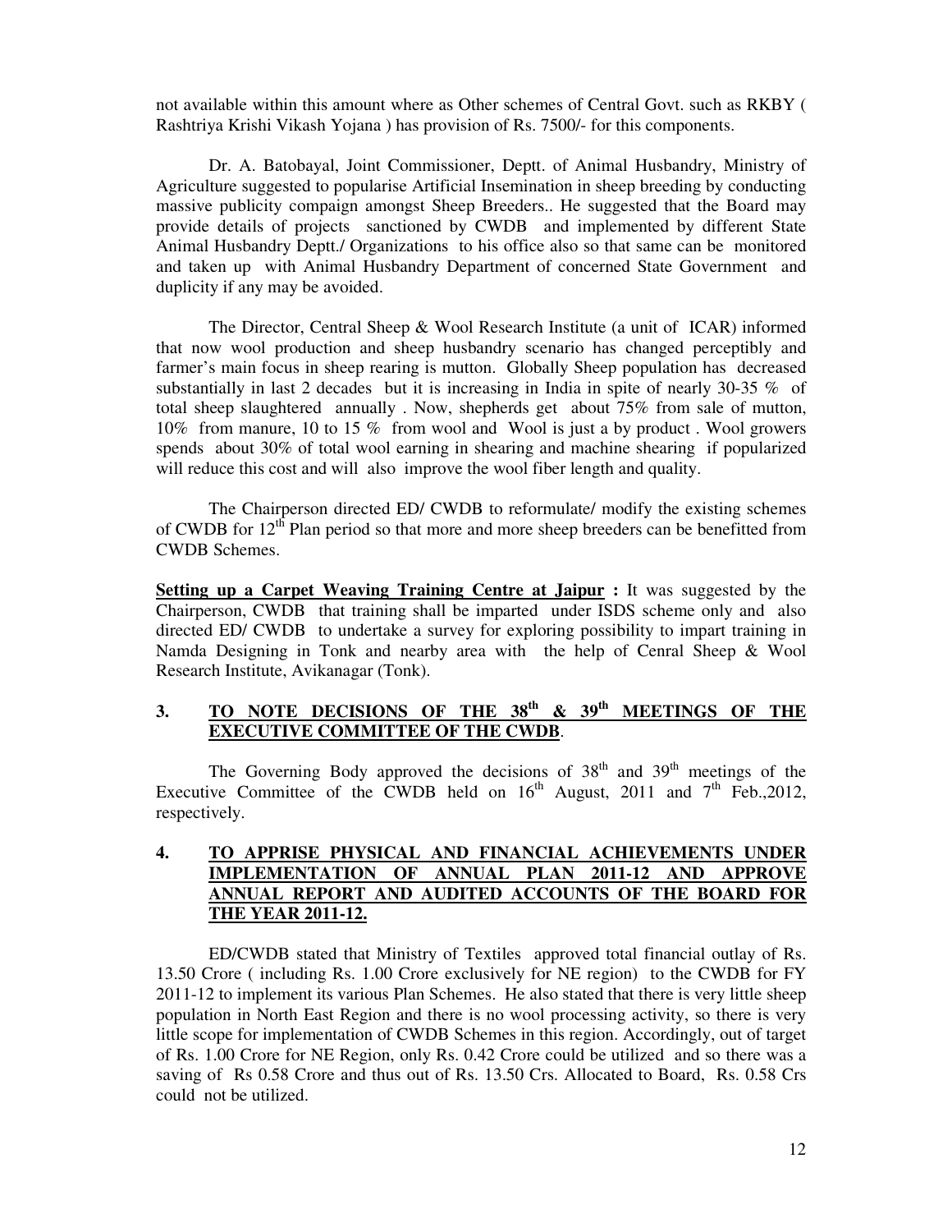not available within this amount where as Other schemes of Central Govt. such as RKBY ( Rashtriya Krishi Vikash Yojana ) has provision of Rs. 7500/- for this components.

Dr. A. Batobayal, Joint Commissioner, Deptt. of Animal Husbandry, Ministry of Agriculture suggested to popularise Artificial Insemination in sheep breeding by conducting massive publicity compaign amongst Sheep Breeders.. He suggested that the Board may provide details of projects sanctioned by CWDB and implemented by different State Animal Husbandry Deptt./ Organizations to his office also so that same can be monitored and taken up with Animal Husbandry Department of concerned State Government and duplicity if any may be avoided.

The Director, Central Sheep & Wool Research Institute (a unit of ICAR) informed that now wool production and sheep husbandry scenario has changed perceptibly and farmer's main focus in sheep rearing is mutton. Globally Sheep population has decreased substantially in last 2 decades but it is increasing in India in spite of nearly 30-35 % of total sheep slaughtered annually . Now, shepherds get about 75% from sale of mutton, 10% from manure, 10 to 15 % from wool and Wool is just a by product . Wool growers spends about 30% of total wool earning in shearing and machine shearing if popularized will reduce this cost and will also improve the wool fiber length and quality.

The Chairperson directed ED/ CWDB to reformulate/ modify the existing schemes of CWDB for 12th Plan period so that more and more sheep breeders can be benefitted from CWDB Schemes.

**Setting up a Carpet Weaving Training Centre at Jaipur :** It was suggested by the Chairperson, CWDB that training shall be imparted under ISDS scheme only and also directed ED/ CWDB to undertake a survey for exploring possibility to impart training in Namda Designing in Tonk and nearby area with the help of Cenral Sheep & Wool Research Institute, Avikanagar (Tonk).

## 3. TO NOTE DECISIONS OF THE 38th & 39th MEETINGS OF THE EXECUTIVE COMMITTEE OF THE CWDB.

The Governing Body approved the decisions of 38th and 39th meetings of the Executive Committee of the CWDB held on 16th August, 2011 and 7th Feb.,2012, respectively.

## 4. TO APPRISE PHYSICAL AND FINANCIAL ACHIEVEMENTS UNDER IMPLEMENTATION OF ANNUAL PLAN 2011-12 AND APPROVE ANNUAL REPORT AND AUDITED ACCOUNTS OF THE BOARD FOR THE YEAR 2011-12.

ED/CWDB stated that Ministry of Textiles approved total financial outlay of Rs. 13.50 Crore ( including Rs. 1.00 Crore exclusively for NE region) to the CWDB for FY 2011-12 to implement its various Plan Schemes. He also stated that there is very little sheep population in North East Region and there is no wool processing activity, so there is very little scope for implementation of CWDB Schemes in this region. Accordingly, out of target of Rs. 1.00 Crore for NE Region, only Rs. 0.42 Crore could be utilized and so there was a saving of Rs 0.58 Crore and thus out of Rs. 13.50 Crs. Allocated to Board, Rs. 0.58 Crs could not be utilized.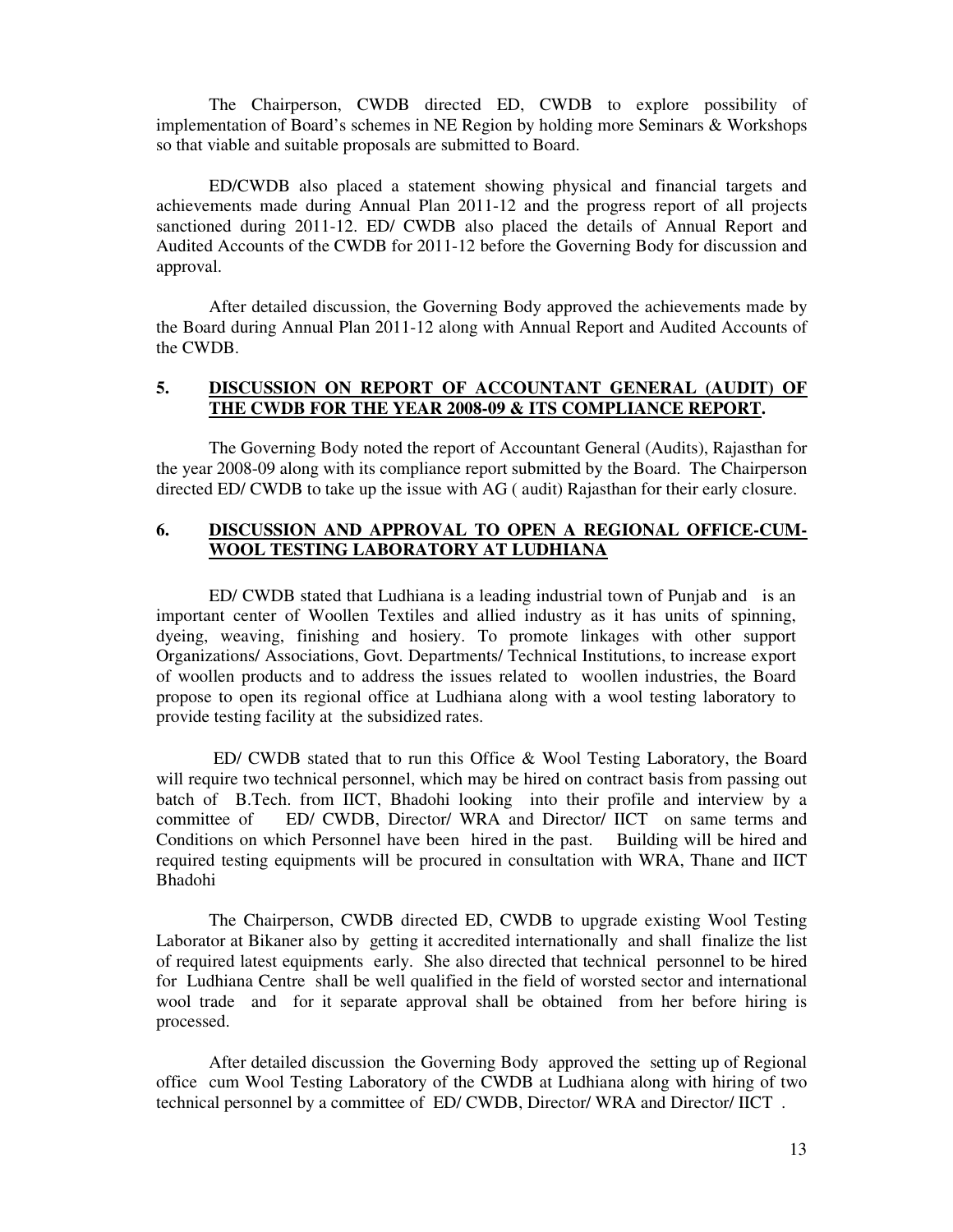The Chairperson, CWDB directed ED, CWDB to explore possibility of implementation of Board's schemes in NE Region by holding more Seminars & Workshops so that viable and suitable proposals are submitted to Board.

ED/CWDB also placed a statement showing physical and financial targets and achievements made during Annual Plan 2011-12 and the progress report of all projects sanctioned during 2011-12. ED/ CWDB also placed the details of Annual Report and Audited Accounts of the CWDB for 2011-12 before the Governing Body for discussion and approval.

After detailed discussion, the Governing Body approved the achievements made by the Board during Annual Plan 2011-12 along with Annual Report and Audited Accounts of the CWDB.

## 5. DISCUSSION ON REPORT OF ACCOUNTANT GENERAL (AUDIT) OF THE CWDB FOR THE YEAR 2008-09 & ITS COMPLIANCE REPORT.

The Governing Body noted the report of Accountant General (Audits), Rajasthan for the year 2008-09 along with its compliance report submitted by the Board. The Chairperson directed ED/ CWDB to take up the issue with AG ( audit) Rajasthan for their early closure.

## 6. DISCUSSION AND APPROVAL TO OPEN A REGIONAL OFFICE-CUM-WOOL TESTING LABORATORY AT LUDHIANA

ED/ CWDB stated that Ludhiana is a leading industrial town of Punjab and is an important center of Woollen Textiles and allied industry as it has units of spinning, dyeing, weaving, finishing and hosiery. To promote linkages with other support Organizations/ Associations, Govt. Departments/ Technical Institutions, to increase export of woollen products and to address the issues related to woollen industries, the Board propose to open its regional office at Ludhiana along with a wool testing laboratory to provide testing facility at the subsidized rates.

ED/ CWDB stated that to run this Office & Wool Testing Laboratory, the Board will require two technical personnel, which may be hired on contract basis from passing out batch of B.Tech. from IICT, Bhadohi looking into their profile and interview by a committee of ED/ CWDB, Director/ WRA and Director/ IICT on same terms and Conditions on which Personnel have been hired in the past. Building will be hired and required testing equipments will be procured in consultation with WRA, Thane and IICT Bhadohi

The Chairperson, CWDB directed ED, CWDB to upgrade existing Wool Testing Laborator at Bikaner also by getting it accredited internationally and shall finalize the list of required latest equipments early. She also directed that technical personnel to be hired for Ludhiana Centre shall be well qualified in the field of worsted sector and international wool trade and for it separate approval shall be obtained from her before hiring is processed.

After detailed discussion the Governing Body approved the setting up of Regional office cum Wool Testing Laboratory of the CWDB at Ludhiana along with hiring of two technical personnel by a committee of ED/ CWDB, Director/ WRA and Director/ IICT .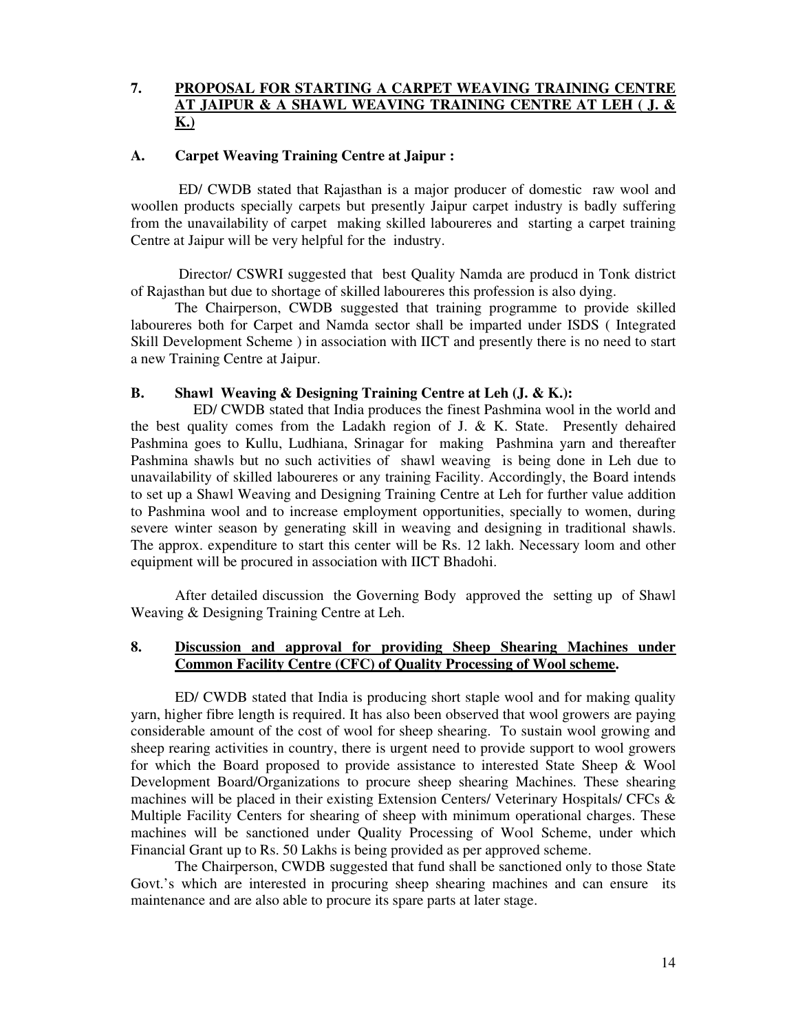## 7. PROPOSAL FOR STARTING A CARPET WEAVING TRAINING CENTRE AT JAIPUR & A SHAWL WEAVING TRAINING CENTRE AT LEH ( J. & K.)

### A. Carpet Weaving Training Centre at Jaipur :

ED/ CWDB stated that Rajasthan is a major producer of domestic raw wool and woollen products specially carpets but presently Jaipur carpet industry is badly suffering from the unavailability of carpet making skilled laboureres and starting a carpet training Centre at Jaipur will be very helpful for the industry.

Director/ CSWRI suggested that best Quality Namda are producd in Tonk district of Rajasthan but due to shortage of skilled laboureres this profession is also dying.

The Chairperson, CWDB suggested that training programme to provide skilled laboureres both for Carpet and Namda sector shall be imparted under ISDS ( Integrated Skill Development Scheme ) in association with IICT and presently there is no need to start a new Training Centre at Jaipur.

### B. Shawl Weaving & Designing Training Centre at Leh (J. & K.):

ED/ CWDB stated that India produces the finest Pashmina wool in the world and the best quality comes from the Ladakh region of J. & K. State. Presently dehaired Pashmina goes to Kullu, Ludhiana, Srinagar for making Pashmina yarn and thereafter Pashmina shawls but no such activities of shawl weaving is being done in Leh due to unavailability of skilled laboureres or any training Facility. Accordingly, the Board intends to set up a Shawl Weaving and Designing Training Centre at Leh for further value addition to Pashmina wool and to increase employment opportunities, specially to women, during severe winter season by generating skill in weaving and designing in traditional shawls. The approx. expenditure to start this center will be Rs. 12 lakh. Necessary loom and other equipment will be procured in association with IICT Bhadohi.

After detailed discussion the Governing Body approved the setting up of Shawl Weaving & Designing Training Centre at Leh.

## 8. Discussion and approval for providing Sheep Shearing Machines under Common Facility Centre (CFC) of Quality Processing of Wool scheme.

ED/ CWDB stated that India is producing short staple wool and for making quality yarn, higher fibre length is required. It has also been observed that wool growers are paying considerable amount of the cost of wool for sheep shearing. To sustain wool growing and sheep rearing activities in country, there is urgent need to provide support to wool growers for which the Board proposed to provide assistance to interested State Sheep & Wool Development Board/Organizations to procure sheep shearing Machines. These shearing machines will be placed in their existing Extension Centers/ Veterinary Hospitals/ CFCs & Multiple Facility Centers for shearing of sheep with minimum operational charges. These machines will be sanctioned under Quality Processing of Wool Scheme, under which Financial Grant up to Rs. 50 Lakhs is being provided as per approved scheme.

The Chairperson, CWDB suggested that fund shall be sanctioned only to those State Govt.'s which are interested in procuring sheep shearing machines and can ensure its maintenance and are also able to procure its spare parts at later stage.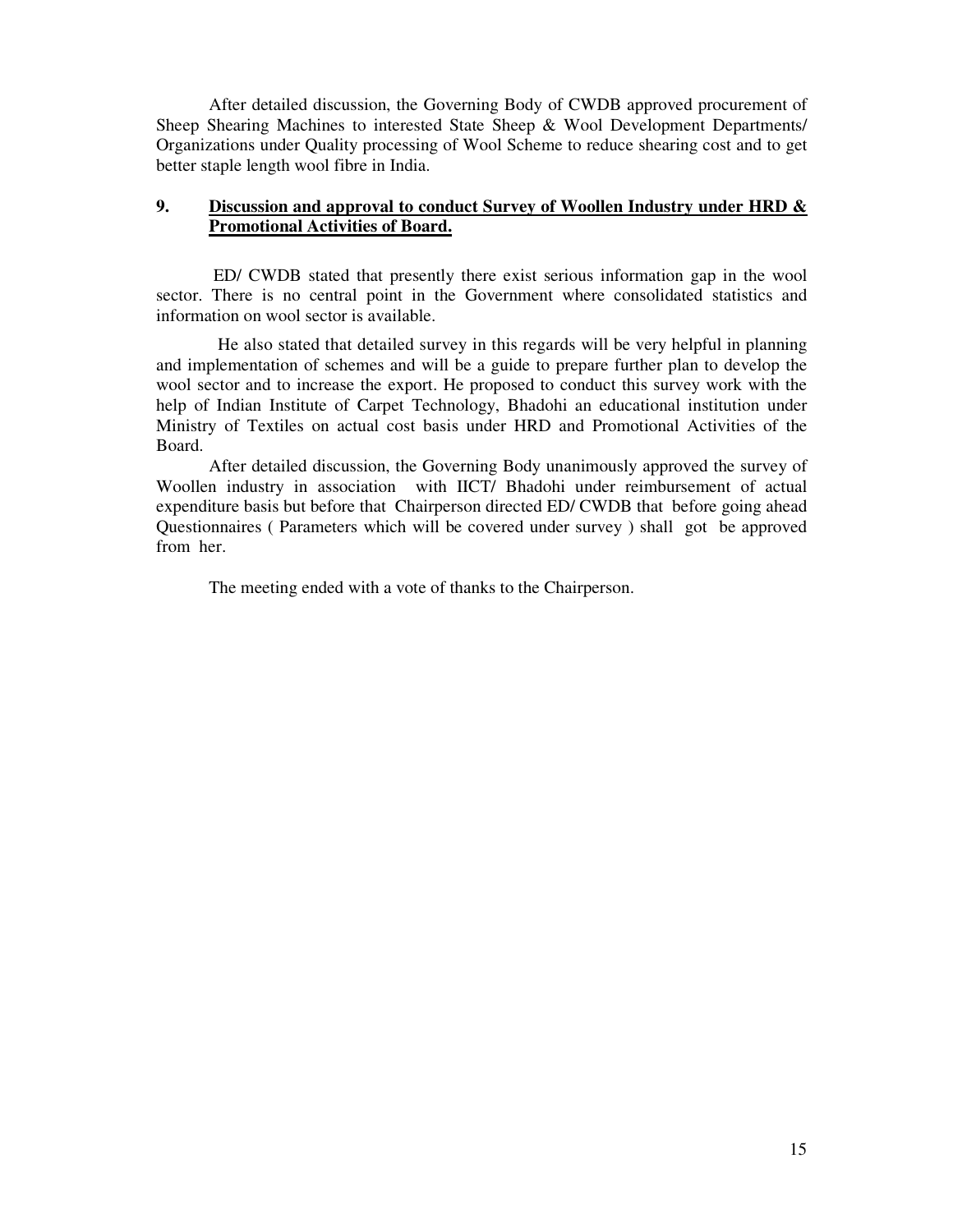After detailed discussion, the Governing Body of CWDB approved procurement of Sheep Shearing Machines to interested State Sheep & Wool Development Departments/ Organizations under Quality processing of Wool Scheme to reduce shearing cost and to get better staple length wool fibre in India.

**9. <u>Discussion and approval to conduct Survey of Woollen Industry under HRD & Promotional Activities of Board.</u>**

ED/ CWDB stated that presently there exist serious information gap in the wool sector. There is no central point in the Government where consolidated statistics and information on wool sector is available.

He also stated that detailed survey in this regards will be very helpful in planning and implementation of schemes and will be a guide to prepare further plan to develop the wool sector and to increase the export. He proposed to conduct this survey work with the help of Indian Institute of Carpet Technology, Bhadohi an educational institution under Ministry of Textiles on actual cost basis under HRD and Promotional Activities of the Board.

After detailed discussion, the Governing Body unanimously approved the survey of Woollen industry in association with IICT/ Bhadohi under reimbursement of actual expenditure basis but before that Chairperson directed ED/ CWDB that before going ahead Questionnaires ( Parameters which will be covered under survey ) shall got be approved from her.

The meeting ended with a vote of thanks to the Chairperson.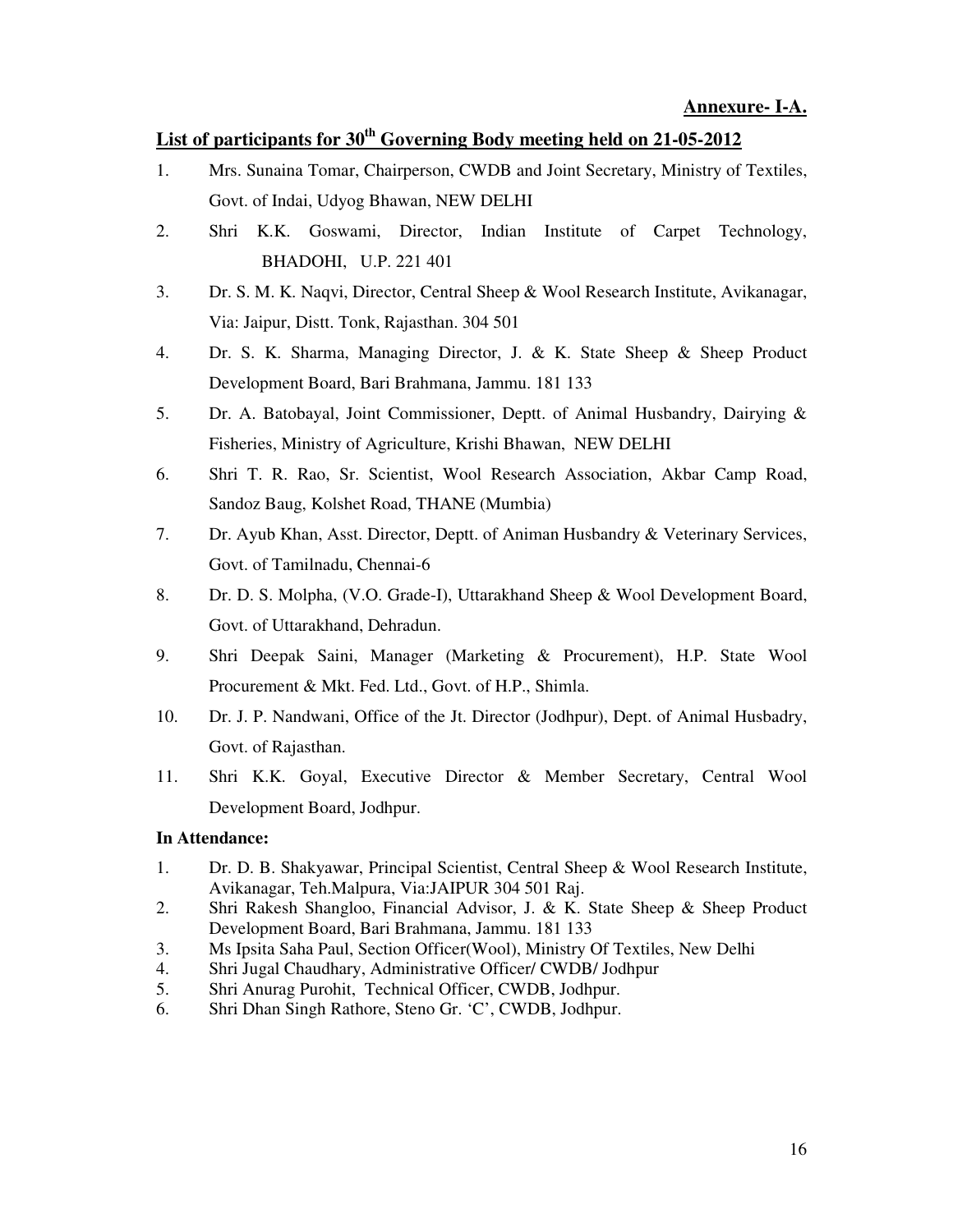**Annexure- I-A.**

## List of participants for 30th Governing Body meeting held on 21-05-2012

1. Mrs. Sunaina Tomar, Chairperson, CWDB and Joint Secretary, Ministry of Textiles, Govt. of Indai, Udyog Bhawan, NEW DELHI
2. Shri K.K. Goswami, Director, Indian Institute of Carpet Technology, BHADOHI, U.P. 221 401
3. Dr. S. M. K. Naqvi, Director, Central Sheep & Wool Research Institute, Avikanagar, Via: Jaipur, Distt. Tonk, Rajasthan. 304 501
4. Dr. S. K. Sharma, Managing Director, J. & K. State Sheep & Sheep Product Development Board, Bari Brahmana, Jammu. 181 133
5. Dr. A. Batobayal, Joint Commissioner, Deptt. of Animal Husbandry, Dairying & Fisheries, Ministry of Agriculture, Krishi Bhawan, NEW DELHI
6. Shri T. R. Rao, Sr. Scientist, Wool Research Association, Akbar Camp Road, Sandoz Baug, Kolshet Road, THANE (Mumbia)
7. Dr. Ayub Khan, Asst. Director, Deptt. of Animan Husbandry & Veterinary Services, Govt. of Tamilnadu, Chennai-6
8. Dr. D. S. Molpha, (V.O. Grade-I), Uttarakhand Sheep & Wool Development Board, Govt. of Uttarakhand, Dehradun.
9. Shri Deepak Saini, Manager (Marketing & Procurement), H.P. State Wool Procurement & Mkt. Fed. Ltd., Govt. of H.P., Shimla.
10. Dr. J. P. Nandwani, Office of the Jt. Director (Jodhpur), Dept. of Animal Husbadry, Govt. of Rajasthan.
11. Shri K.K. Goyal, Executive Director & Member Secretary, Central Wool Development Board, Jodhpur.

**In Attendance:**

1. Dr. D. B. Shakyawar, Principal Scientist, Central Sheep & Wool Research Institute, Avikanagar, Teh.Malpura, Via:JAIPUR 304 501 Raj.
2. Shri Rakesh Shangloo, Financial Advisor, J. & K. State Sheep & Sheep Product Development Board, Bari Brahmana, Jammu. 181 133
3. Ms Ipsita Saha Paul, Section Officer(Wool), Ministry Of Textiles, New Delhi
4. Shri Jugal Chaudhary, Administrative Officer/ CWDB/ Jodhpur
5. Shri Anurag Purohit, Technical Officer, CWDB, Jodhpur.
6. Shri Dhan Singh Rathore, Steno Gr. 'C', CWDB, Jodhpur.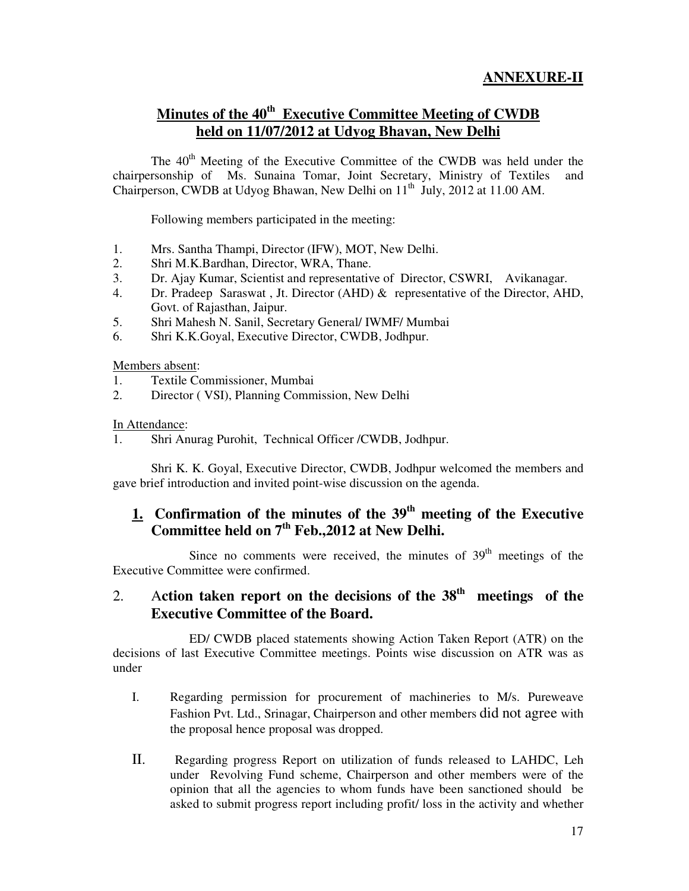**ANNEXURE-II**

## Minutes of the 40th Executive Committee Meeting of CWDB held on 11/07/2012 at Udyog Bhavan, New Delhi

The 40th Meeting of the Executive Committee of the CWDB was held under the chairpersonship of Ms. Sunaina Tomar, Joint Secretary, Ministry of Textiles and Chairperson, CWDB at Udyog Bhavan, New Delhi on 11th July, 2012 at 11.00 AM.

Following members participated in the meeting:

1. Mrs. Santha Thampi, Director (IFW), MOT, New Delhi.
2. Shri M.K.Bardhan, Director, WRA, Thane.
3. Dr. Ajay Kumar, Scientist and representative of Director, CSWRI, Avikanagar.
4. Dr. Pradeep Saraswat , Jt. Director (AHD) & representative of the Director, AHD, Govt. of Rajasthan, Jaipur.
5. Shri Mahesh N. Sanil, Secretary General/ IWMF/ Mumbai
6. Shri K.K.Goyal, Executive Director, CWDB, Jodhpur.

Members absent:

1. Textile Commissioner, Mumbai
2. Director ( VSI), Planning Commission, New Delhi

In Attendance:

1. Shri Anurag Purohit, Technical Officer /CWDB, Jodhpur.

Shri K. K. Goyal, Executive Director, CWDB, Jodhpur welcomed the members and gave brief introduction and invited point-wise discussion on the agenda.

### 1. Confirmation of the minutes of the 39th meeting of the Executive Committee held on 7th Feb.,2012 at New Delhi.

Since no comments were received, the minutes of 39th meetings of the Executive Committee were confirmed.

### 2. Action taken report on the decisions of the 38th meetings of the Executive Committee of the Board.

ED/ CWDB placed statements showing Action Taken Report (ATR) on the decisions of last Executive Committee meetings. Points wise discussion on ATR was as under

I. Regarding permission for procurement of machineries to M/s. Pureweave Fashion Pvt. Ltd., Srinagar, Chairperson and other members did not agree with the proposal hence proposal was dropped.

II. Regarding progress Report on utilization of funds released to LAHDC, Leh under Revolving Fund scheme, Chairperson and other members were of the opinion that all the agencies to whom funds have been sanctioned should be asked to submit progress report including profit/ loss in the activity and whether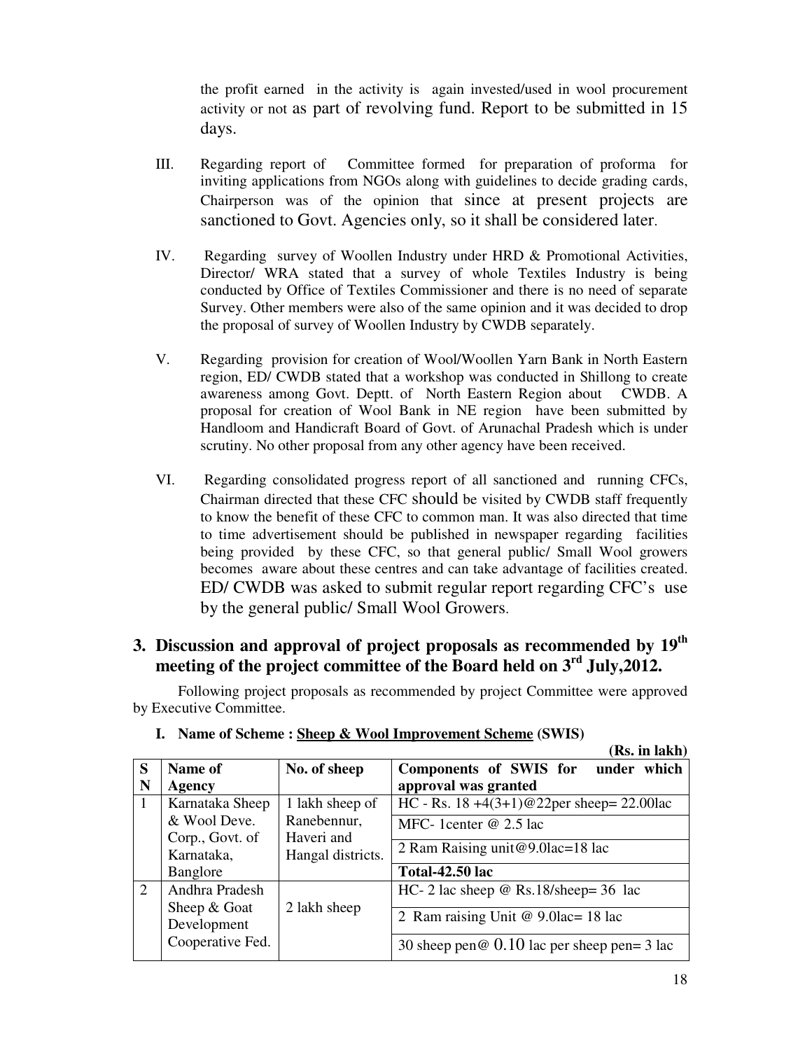the profit earned in the activity is again invested/used in wool procurement activity or not as part of revolving fund. Report to be submitted in 15 days.

III. Regarding report of Committee formed for preparation of proforma for inviting applications from NGOs along with guidelines to decide grading cards, Chairperson was of the opinion that since at present projects are sanctioned to Govt. Agencies only, so it shall be considered later.

IV. Regarding survey of Woollen Industry under HRD & Promotional Activities, Director/ WRA stated that a survey of whole Textiles Industry is being conducted by Office of Textiles Commissioner and there is no need of separate Survey. Other members were also of the same opinion and it was decided to drop the proposal of survey of Woollen Industry by CWDB separately.

V. Regarding provision for creation of Wool/Woollen Yarn Bank in North Eastern region, ED/ CWDB stated that a workshop was conducted in Shillong to create awareness among Govt. Deptt. of North Eastern Region about CWDB. A proposal for creation of Wool Bank in NE region have been submitted by Handloom and Handicraft Board of Govt. of Arunachal Pradesh which is under scrutiny. No other proposal from any other agency have been received.

VI. Regarding consolidated progress report of all sanctioned and running CFCs, Chairman directed that these CFC should be visited by CWDB staff frequently to know the benefit of these CFC to common man. It was also directed that time to time advertisement should be published in newspaper regarding facilities being provided by these CFC, so that general public/ Small Wool growers becomes aware about these centres and can take advantage of facilities created. ED/ CWDB was asked to submit regular report regarding CFC's use by the general public/ Small Wool Growers.

## 3. Discussion and approval of project proposals as recommended by 19th meeting of the project committee of the Board held on 3rd July,2012.

Following project proposals as recommended by project Committee were approved by Executive Committee.

**I. Name of Scheme : Sheep & Wool Improvement Scheme (SWIS)**

**(Rs. in lakh)**

| SN | Name of Agency | No. of sheep | Components of SWIS for under which approval was granted |
|---|---|---|---|
| 1 | Karnataka Sheep & Wool Deve. Corp., Govt. of Karnataka, Banglore | 1 lakh sheep of Ranebennur, Haveri and Hangal districts. | HC - Rs. 18 +4(3+1)@22per sheep= 22.00lac |
| | | | MFC- 1center @ 2.5 lac |
| | | | 2 Ram Raising unit@9.0lac=18 lac |
| | | | **Total-42.50 lac** |
| 2 | Andhra Pradesh Sheep & Goat Development Cooperative Fed. | 2 lakh sheep | HC- 2 lac sheep @ Rs.18/sheep= 36 lac |
| | | | 2 Ram raising Unit @ 9.0lac= 18 lac |
| | | | 30 sheep pen@ 0.10 lac per sheep pen= 3 lac |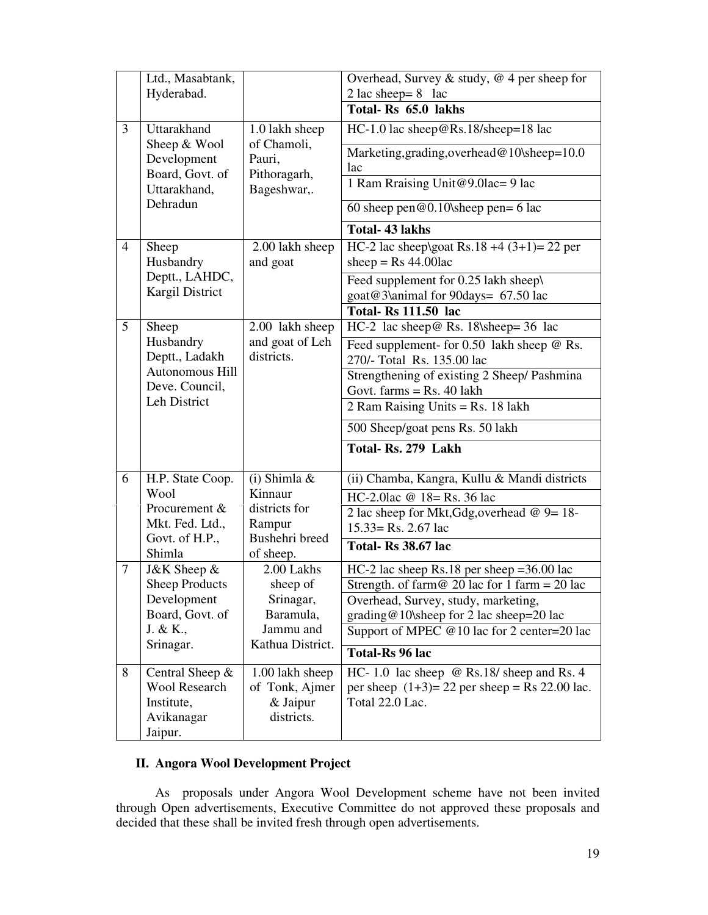|   |   |   |   |
|---|---|---|---|
| | Ltd., Masabtank, Hyderabad. | | Overhead, Survey & study, @ 4 per sheep for 2 lac sheep= 8 lac |
| | | | **Total- Rs 65.0 lakhs** |
| 3 | Uttarakhand Sheep & Wool Development Board, Govt. of Uttarakhand, Dehradun | 1.0 lakh sheep of Chamoli, Pauri, Pithoragarh, Bageshwar,. | HC-1.0 lac sheep@Rs.18/sheep=18 lac |
| | | | Marketing,grading,overhead@10\sheep=10.0 lac |
| | | | 1 Ram Rraising Unit@9.0lac= 9 lac |
| | | | 60 sheep pen@0.10\sheep pen= 6 lac |
| | | | **Total- 43 lakhs** |
| 4 | Sheep Husbandry Deptt., LAHDC, Kargil District | 2.00 lakh sheep and goat | HC-2 lac sheep\goat Rs.18 +4 (3+1)= 22 per sheep = Rs 44.00lac |
| | | | Feed supplement for 0.25 lakh sheep\ goat@3\animal for 90days= 67.50 lac |
| | | | **Total- Rs 111.50 lac** |
| 5 | Sheep Husbandry Deptt., Ladakh Autonomous Hill Deve. Council, Leh District | 2.00 lakh sheep and goat of Leh districts. | HC-2 lac sheep@ Rs. 18\sheep= 36 lac |
| | | | Feed supplement- for 0.50 lakh sheep @ Rs. 270/- Total Rs. 135.00 lac |
| | | | Strengthening of existing 2 Sheep/ Pashmina Govt. farms = Rs. 40 lakh |
| | | | 2 Ram Raising Units = Rs. 18 lakh |
| | | | 500 Sheep/goat pens Rs. 50 lakh |
| | | | **Total- Rs. 279 Lakh** |
| 6 | H.P. State Coop. Wool Procurement & Mkt. Fed. Ltd., Govt. of H.P., Shimla | (i) Shimla & Kinnaur districts for Rampur Bushehri breed of sheep. | (ii) Chamba, Kangra, Kullu & Mandi districts |
| | | | HC-2.0lac @ 18= Rs. 36 lac |
| | | | 2 lac sheep for Mkt,Gdg,overhead @ 9= 18-15.33= Rs. 2.67 lac |
| | | | **Total- Rs 38.67 lac** |
| 7 | J&K Sheep & Sheep Products Development Board, Govt. of J. & K., Srinagar. | 2.00 Lakhs sheep of Srinagar, Baramula, Jammu and Kathua District. | HC-2 lac sheep Rs.18 per sheep =36.00 lac |
| | | | Strength. of farm@ 20 lac for 1 farm = 20 lac |
| | | | Overhead, Survey, study, marketing, grading@10\sheep for 2 lac sheep=20 lac |
| | | | Support of MPEC @10 lac for 2 center=20 lac |
| | | | **Total-Rs 96 lac** |
| 8 | Central Sheep & Wool Research Institute, Avikanagar Jaipur. | 1.00 lakh sheep of Tonk, Ajmer & Jaipur districts. | HC- 1.0 lac sheep @ Rs.18/ sheep and Rs. 4 per sheep (1+3)= 22 per sheep = Rs 22.00 lac. Total 22.0 Lac. |

## II. Angora Wool Development Project

As proposals under Angora Wool Development scheme have not been invited through Open advertisements, Executive Committee do not approved these proposals and decided that these shall be invited fresh through open advertisements.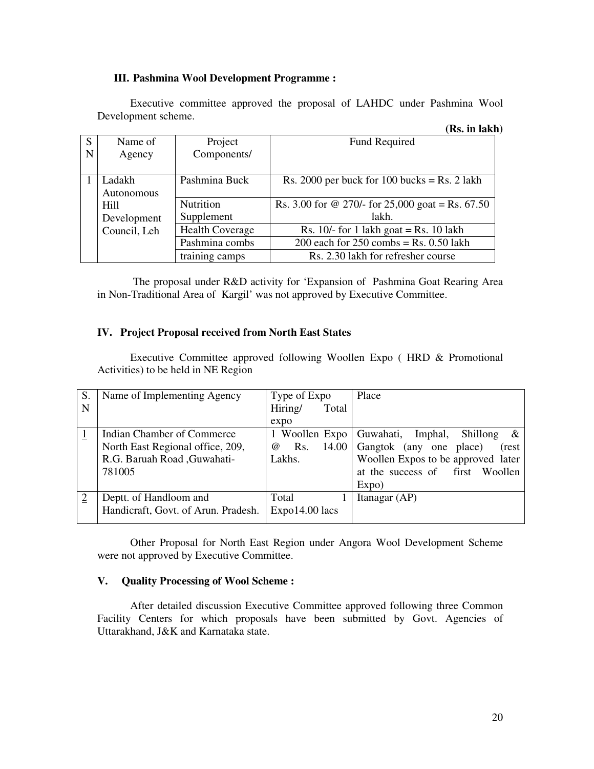### III. Pashmina Wool Development Programme :

Executive committee approved the proposal of LAHDC under Pashmina Wool Development scheme.

**(Rs. in lakh)**

| SN | Name of Agency | Project Components/ | Fund Required |
|---|---|---|---|
| 1 | Ladakh Autonomous Hill Development Council, Leh | Pashmina Buck | Rs. 2000 per buck for 100 bucks = Rs. 2 lakh |
| | | Nutrition Supplement | Rs. 3.00 for @ 270/- for 25,000 goat = Rs. 67.50 lakh. |
| | | Health Coverage | Rs. 10/- for 1 lakh goat = Rs. 10 lakh |
| | | Pashmina combs | 200 each for 250 combs = Rs. 0.50 lakh |
| | | training camps | Rs. 2.30 lakh for refresher course |

The proposal under R&D activity for 'Expansion of Pashmina Goat Rearing Area in Non-Traditional Area of Kargil' was not approved by Executive Committee.

### IV. Project Proposal received from North East States

Executive Committee approved following Woollen Expo ( HRD & Promotional Activities) to be held in NE Region

| S. N | Name of Implementing Agency | Type of Expo Hiring/ Total expo | Place |
|---|---|---|---|
| 1 | Indian Chamber of Commerce North East Regional office, 209, R.G. Baruah Road ,Guwahati-781005 | 1 Woollen Expo @ Rs. 14.00 Lakhs. | Guwahati, Imphal, Shillong & Gangtok (any one place) (rest Woollen Expos to be approved later at the success of first Woollen Expo) |
| 2 | Deptt. of Handloom and Handicraft, Govt. of Arun. Pradesh. | Total 1 Expo14.00 lacs | Itanagar (AP) |

Other Proposal for North East Region under Angora Wool Development Scheme were not approved by Executive Committee.

### V. Quality Processing of Wool Scheme :

After detailed discussion Executive Committee approved following three Common Facility Centers for which proposals have been submitted by Govt. Agencies of Uttarakhand, J&K and Karnataka state.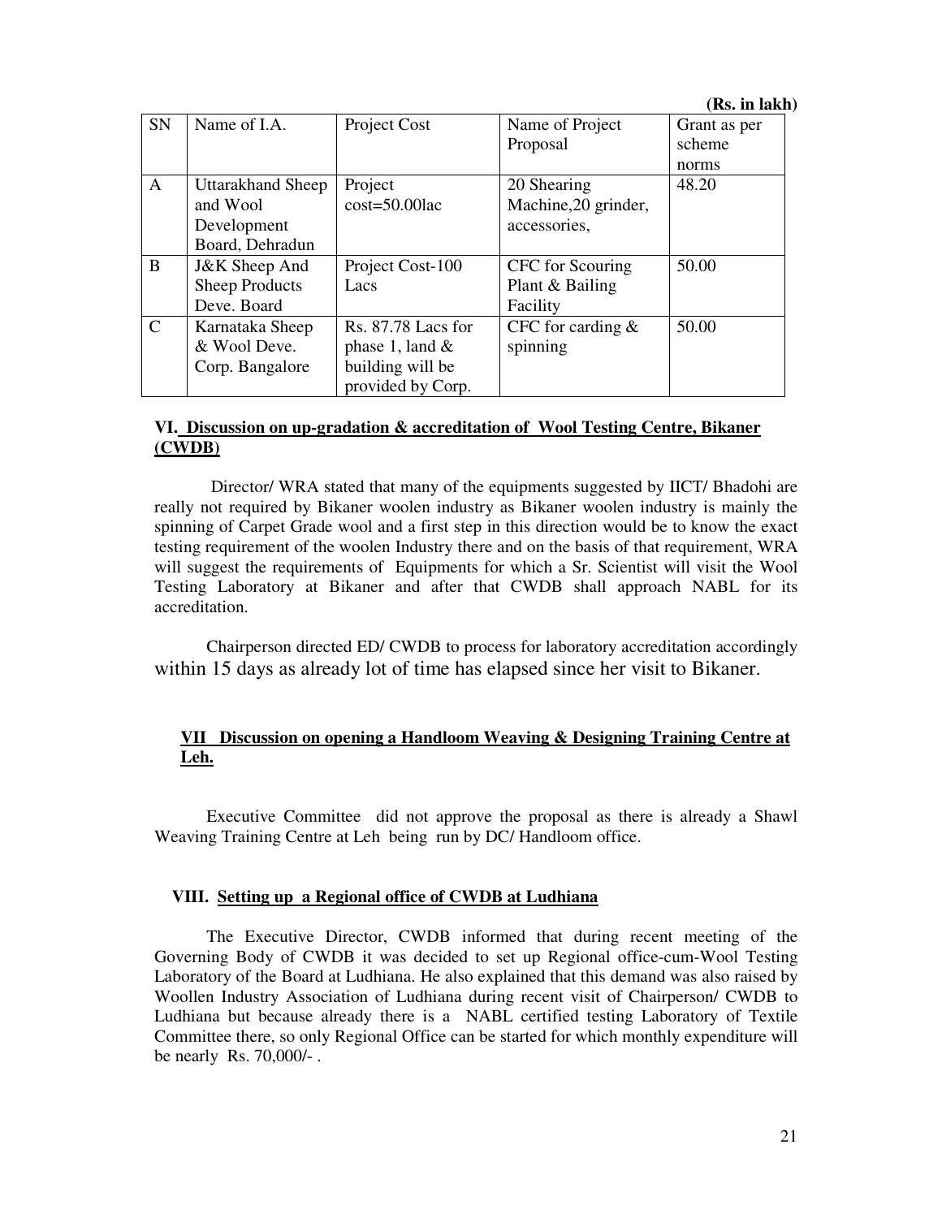**(Rs. in lakh)**

| SN | Name of I.A. | Project Cost | Name of Project Proposal | Grant as per scheme norms |
|---|---|---|---|---|
| A | Uttarakhand Sheep and Wool Development Board, Dehradun | Project cost=50.00lac | 20 Shearing Machine,20 grinder, accessories, | 48.20 |
| B | J&K Sheep And Sheep Products Deve. Board | Project Cost-100 Lacs | CFC for Scouring Plant & Bailing Facility | 50.00 |
| C | Karnataka Sheep & Wool Deve. Corp. Bangalore | Rs. 87.78 Lacs for phase 1, land & building will be provided by Corp. | CFC for carding & spinning | 50.00 |

### VI. Discussion on up-gradation & accreditation of Wool Testing Centre, Bikaner (CWDB)

Director/ WRA stated that many of the equipments suggested by IICT/ Bhadohi are really not required by Bikaner woolen industry as Bikaner woolen industry is mainly the spinning of Carpet Grade wool and a first step in this direction would be to know the exact testing requirement of the woolen Industry there and on the basis of that requirement, WRA will suggest the requirements of Equipments for which a Sr. Scientist will visit the Wool Testing Laboratory at Bikaner and after that CWDB shall approach NABL for its accreditation.

Chairperson directed ED/ CWDB to process for laboratory accreditation accordingly within 15 days as already lot of time has elapsed since her visit to Bikaner.

### VII Discussion on opening a Handloom Weaving & Designing Training Centre at Leh.

Executive Committee did not approve the proposal as there is already a Shawl Weaving Training Centre at Leh being run by DC/ Handloom office.

### VIII. Setting up a Regional office of CWDB at Ludhiana

The Executive Director, CWDB informed that during recent meeting of the Governing Body of CWDB it was decided to set up Regional office-cum-Wool Testing Laboratory of the Board at Ludhiana. He also explained that this demand was also raised by Woollen Industry Association of Ludhiana during recent visit of Chairperson/ CWDB to Ludhiana but because already there is a NABL certified testing Laboratory of Textile Committee there, so only Regional Office can be started for which monthly expenditure will be nearly Rs. 70,000/- .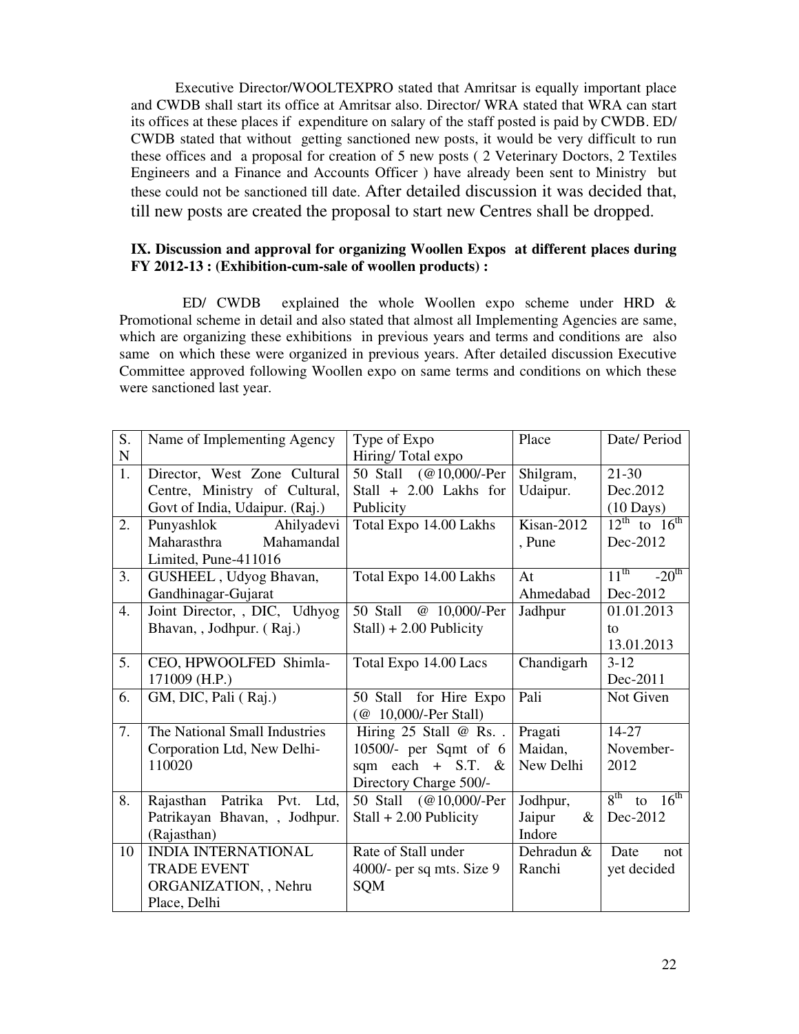Executive Director/WOOLTEXPRO stated that Amritsar is equally important place and CWDB shall start its office at Amritsar also. Director/ WRA stated that WRA can start its offices at these places if expenditure on salary of the staff posted is paid by CWDB. ED/ CWDB stated that without getting sanctioned new posts, it would be very difficult to run these offices and a proposal for creation of 5 new posts ( 2 Veterinary Doctors, 2 Textiles Engineers and a Finance and Accounts Officer ) have already been sent to Ministry but these could not be sanctioned till date. After detailed discussion it was decided that, till new posts are created the proposal to start new Centres shall be dropped.

**IX. Discussion and approval for organizing Woollen Expos at different places during FY 2012-13 : (Exhibition-cum-sale of woollen products) :**

ED/ CWDB explained the whole Woollen expo scheme under HRD & Promotional scheme in detail and also stated that almost all Implementing Agencies are same, which are organizing these exhibitions in previous years and terms and conditions are also same on which these were organized in previous years. After detailed discussion Executive Committee approved following Woollen expo on same terms and conditions on which these were sanctioned last year.

| S. N | Name of Implementing Agency | Type of Expo Hiring/ Total expo | Place | Date/ Period |
|---|---|---|---|---|
| 1. | Director, West Zone Cultural Centre, Ministry of Cultural, Govt of India, Udaipur. (Raj.) | 50 Stall (@10,000/-Per Stall + 2.00 Lakhs for Publicity | Shilgram, Udaipur. | 21-30 Dec.2012 (10 Days) |
| 2. | Punyashlok Ahilyadevi Maharasthra Mahamandal Limited, Pune-411016 | Total Expo 14.00 Lakhs | Kisan-2012 , Pune | 12th to 16th Dec-2012 |
| 3. | GUSHEEL , Udyog Bhavan, Gandhinagar-Gujarat | Total Expo 14.00 Lakhs | At Ahmedabad | 11th -20th Dec-2012 |
| 4. | Joint Director, , DIC, Udhyog Bhavan, , Jodhpur. ( Raj.) | 50 Stall @ 10,000/-Per Stall) + 2.00 Publicity | Jadhpur | 01.01.2013 to 13.01.2013 |
| 5. | CEO, HPWOOLFED Shimla-171009 (H.P.) | Total Expo 14.00 Lacs | Chandigarh | 3-12 Dec-2011 |
| 6. | GM, DIC, Pali ( Raj.) | 50 Stall for Hire Expo (@ 10,000/-Per Stall) | Pali | Not Given |
| 7. | The National Small Industries Corporation Ltd, New Delhi-110020 | Hiring 25 Stall @ Rs. . 10500/- per Sqmt of 6 sqm each + S.T. & Directory Charge 500/- | Pragati Maidan, New Delhi | 14-27 November-2012 |
| 8. | Rajasthan Patrika Pvt. Ltd, Patrikayan Bhavan, , Jodhpur. (Rajasthan) | 50 Stall (@10,000/-Per Stall + 2.00 Publicity | Jodhpur, Jaipur & Indore | 8th to 16th Dec-2012 |
| 10 | INDIA INTERNATIONAL TRADE EVENT ORGANIZATION, , Nehru Place, Delhi | Rate of Stall under 4000/- per sq mts. Size 9 SQM | Dehradun & Ranchi | Date not yet decided |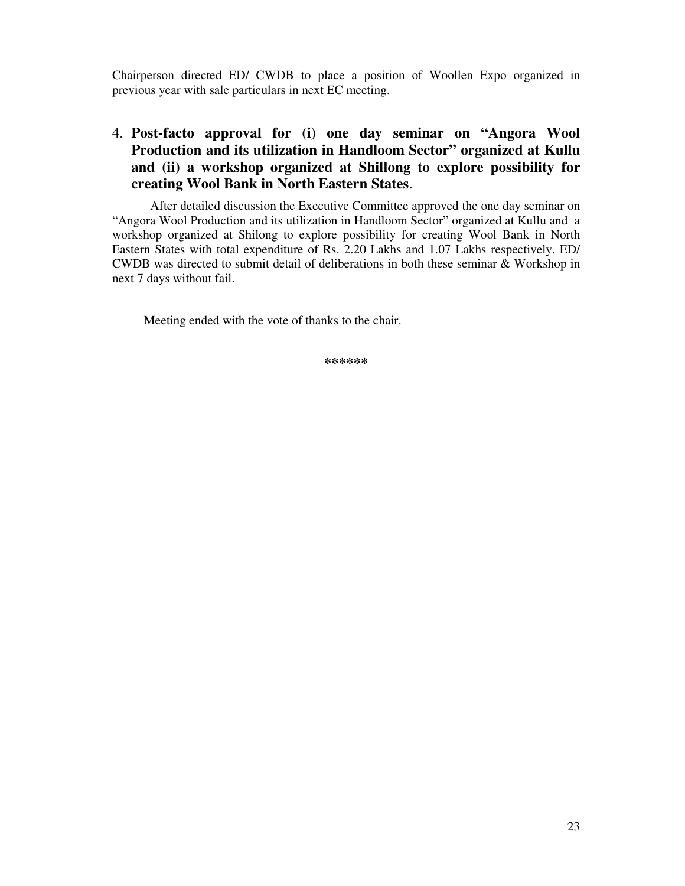Chairperson directed ED/ CWDB to place a position of Woollen Expo organized in previous year with sale particulars in next EC meeting.

4. **Post-facto approval for (i) one day seminar on "Angora Wool Production and its utilization in Handloom Sector" organized at Kullu and (ii) a workshop organized at Shillong to explore possibility for creating Wool Bank in North Eastern States**.

After detailed discussion the Executive Committee approved the one day seminar on "Angora Wool Production and its utilization in Handloom Sector" organized at Kullu and a workshop organized at Shilong to explore possibility for creating Wool Bank in North Eastern States with total expenditure of Rs. 2.20 Lakhs and 1.07 Lakhs respectively. ED/ CWDB was directed to submit detail of deliberations in both these seminar & Workshop in next 7 days without fail.

Meeting ended with the vote of thanks to the chair.

******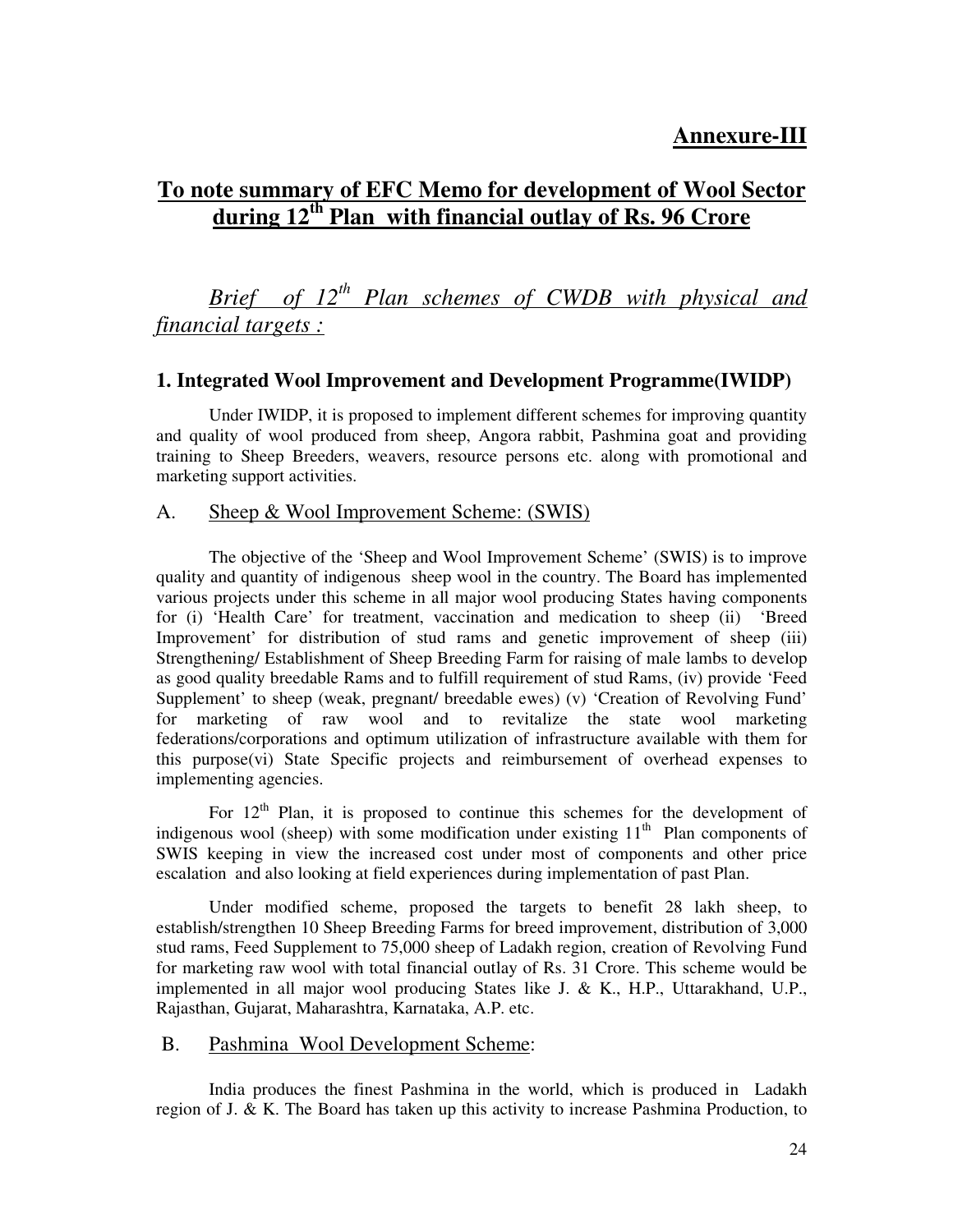**Annexure-III**

## To note summary of EFC Memo for development of Wool Sector during 12th Plan with financial outlay of Rs. 96 Crore

*Brief of 12th Plan schemes of CWDB with physical and financial targets :*

### 1. Integrated Wool Improvement and Development Programme(IWIDP)

Under IWIDP, it is proposed to implement different schemes for improving quantity and quality of wool produced from sheep, Angora rabbit, Pashmina goat and providing training to Sheep Breeders, weavers, resource persons etc. along with promotional and marketing support activities.

A. Sheep & Wool Improvement Scheme: (SWIS)

The objective of the 'Sheep and Wool Improvement Scheme' (SWIS) is to improve quality and quantity of indigenous sheep wool in the country. The Board has implemented various projects under this scheme in all major wool producing States having components for (i) 'Health Care' for treatment, vaccination and medication to sheep (ii) 'Breed Improvement' for distribution of stud rams and genetic improvement of sheep (iii) Strengthening/ Establishment of Sheep Breeding Farm for raising of male lambs to develop as good quality breedable Rams and to fulfill requirement of stud Rams, (iv) provide 'Feed Supplement' to sheep (weak, pregnant/ breedable ewes) (v) 'Creation of Revolving Fund' for marketing of raw wool and to revitalize the state wool marketing federations/corporations and optimum utilization of infrastructure available with them for this purpose(vi) State Specific projects and reimbursement of overhead expenses to implementing agencies.

For 12th Plan, it is proposed to continue this schemes for the development of indigenous wool (sheep) with some modification under existing 11th Plan components of SWIS keeping in view the increased cost under most of components and other price escalation and also looking at field experiences during implementation of past Plan.

Under modified scheme, proposed the targets to benefit 28 lakh sheep, to establish/strengthen 10 Sheep Breeding Farms for breed improvement, distribution of 3,000 stud rams, Feed Supplement to 75,000 sheep of Ladakh region, creation of Revolving Fund for marketing raw wool with total financial outlay of Rs. 31 Crore. This scheme would be implemented in all major wool producing States like J. & K., H.P., Uttarakhand, U.P., Rajasthan, Gujarat, Maharashtra, Karnataka, A.P. etc.

B. Pashmina Wool Development Scheme:

India produces the finest Pashmina in the world, which is produced in Ladakh region of J. & K. The Board has taken up this activity to increase Pashmina Production, to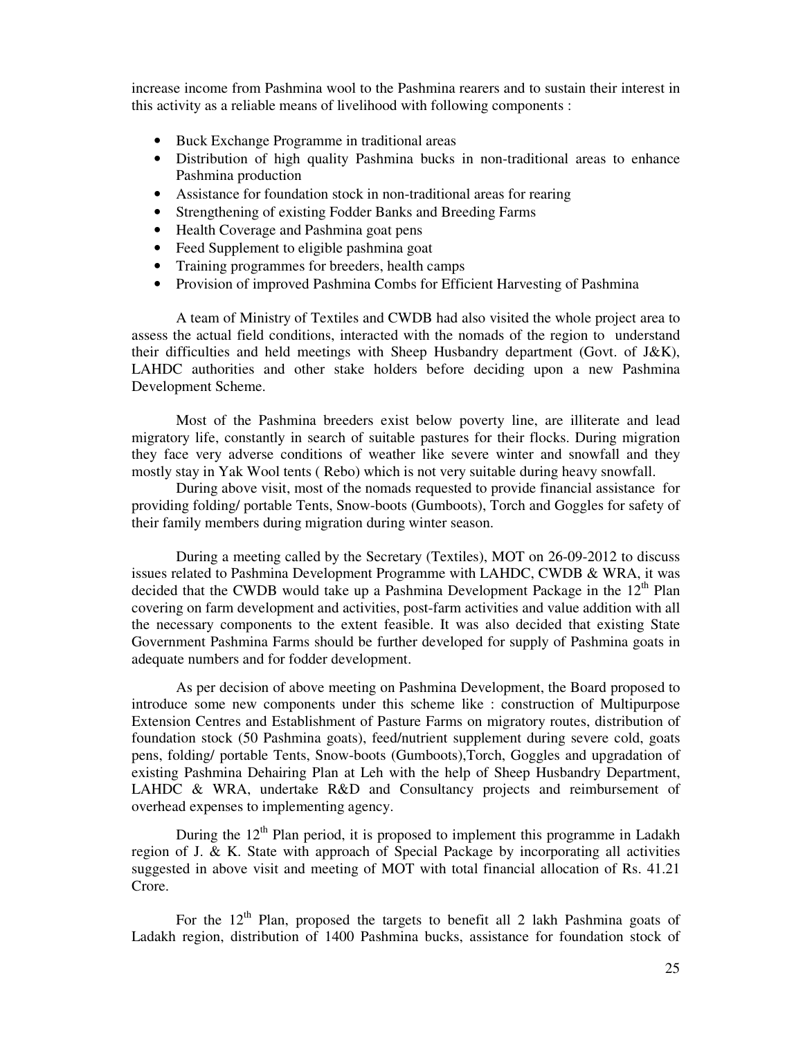increase income from Pashmina wool to the Pashmina rearers and to sustain their interest in this activity as a reliable means of livelihood with following components :

- Buck Exchange Programme in traditional areas
- Distribution of high quality Pashmina bucks in non-traditional areas to enhance Pashmina production
- Assistance for foundation stock in non-traditional areas for rearing
- Strengthening of existing Fodder Banks and Breeding Farms
- Health Coverage and Pashmina goat pens
- Feed Supplement to eligible pashmina goat
- Training programmes for breeders, health camps
- Provision of improved Pashmina Combs for Efficient Harvesting of Pashmina

A team of Ministry of Textiles and CWDB had also visited the whole project area to assess the actual field conditions, interacted with the nomads of the region to understand their difficulties and held meetings with Sheep Husbandry department (Govt. of J&K), LAHDC authorities and other stake holders before deciding upon a new Pashmina Development Scheme.

Most of the Pashmina breeders exist below poverty line, are illiterate and lead migratory life, constantly in search of suitable pastures for their flocks. During migration they face very adverse conditions of weather like severe winter and snowfall and they mostly stay in Yak Wool tents ( Rebo) which is not very suitable during heavy snowfall.

During above visit, most of the nomads requested to provide financial assistance for providing folding/ portable Tents, Snow-boots (Gumboots), Torch and Goggles for safety of their family members during migration during winter season.

During a meeting called by the Secretary (Textiles), MOT on 26-09-2012 to discuss issues related to Pashmina Development Programme with LAHDC, CWDB & WRA, it was decided that the CWDB would take up a Pashmina Development Package in the 12th Plan covering on farm development and activities, post-farm activities and value addition with all the necessary components to the extent feasible. It was also decided that existing State Government Pashmina Farms should be further developed for supply of Pashmina goats in adequate numbers and for fodder development.

As per decision of above meeting on Pashmina Development, the Board proposed to introduce some new components under this scheme like : construction of Multipurpose Extension Centres and Establishment of Pasture Farms on migratory routes, distribution of foundation stock (50 Pashmina goats), feed/nutrient supplement during severe cold, goats pens, folding/ portable Tents, Snow-boots (Gumboots),Torch, Goggles and upgradation of existing Pashmina Dehairing Plan at Leh with the help of Sheep Husbandry Department, LAHDC & WRA, undertake R&D and Consultancy projects and reimbursement of overhead expenses to implementing agency.

During the 12th Plan period, it is proposed to implement this programme in Ladakh region of J. & K. State with approach of Special Package by incorporating all activities suggested in above visit and meeting of MOT with total financial allocation of Rs. 41.21 Crore.

For the 12th Plan, proposed the targets to benefit all 2 lakh Pashmina goats of Ladakh region, distribution of 1400 Pashmina bucks, assistance for foundation stock of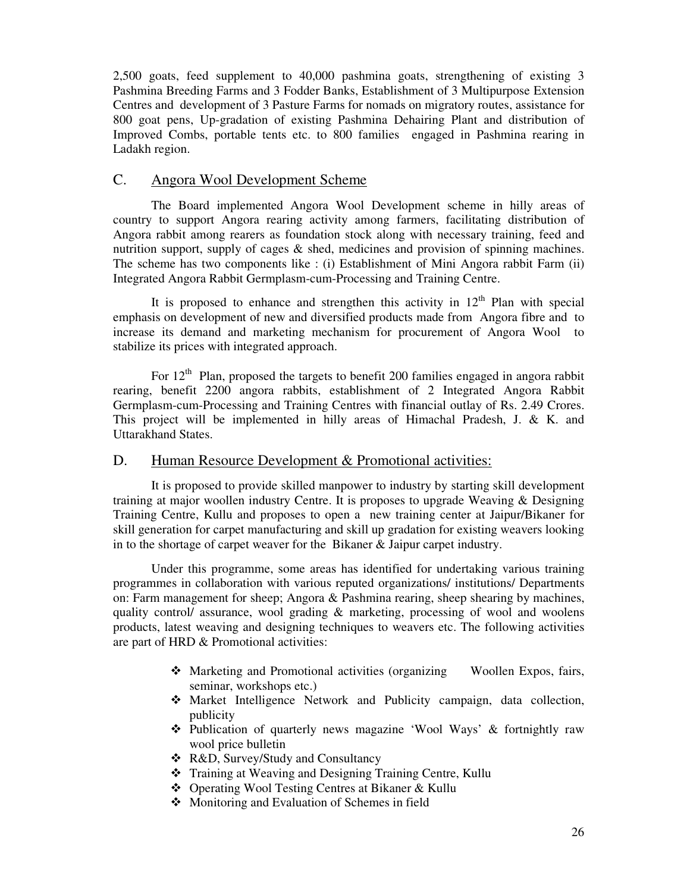2,500 goats, feed supplement to 40,000 pashmina goats, strengthening of existing 3 Pashmina Breeding Farms and 3 Fodder Banks, Establishment of 3 Multipurpose Extension Centres and development of 3 Pasture Farms for nomads on migratory routes, assistance for 800 goat pens, Up-gradation of existing Pashmina Dehairing Plant and distribution of Improved Combs, portable tents etc. to 800 families engaged in Pashmina rearing in Ladakh region.

## C. Angora Wool Development Scheme

The Board implemented Angora Wool Development scheme in hilly areas of country to support Angora rearing activity among farmers, facilitating distribution of Angora rabbit among rearers as foundation stock along with necessary training, feed and nutrition support, supply of cages & shed, medicines and provision of spinning machines. The scheme has two components like : (i) Establishment of Mini Angora rabbit Farm (ii) Integrated Angora Rabbit Germplasm-cum-Processing and Training Centre.

It is proposed to enhance and strengthen this activity in 12th Plan with special emphasis on development of new and diversified products made from Angora fibre and to increase its demand and marketing mechanism for procurement of Angora Wool to stabilize its prices with integrated approach.

For 12th Plan, proposed the targets to benefit 200 families engaged in angora rabbit rearing, benefit 2200 angora rabbits, establishment of 2 Integrated Angora Rabbit Germplasm-cum-Processing and Training Centres with financial outlay of Rs. 2.49 Crores. This project will be implemented in hilly areas of Himachal Pradesh, J. & K. and Uttarakhand States.

## D. Human Resource Development & Promotional activities:

It is proposed to provide skilled manpower to industry by starting skill development training at major woollen industry Centre. It is proposes to upgrade Weaving & Designing Training Centre, Kullu and proposes to open a new training center at Jaipur/Bikaner for skill generation for carpet manufacturing and skill up gradation for existing weavers looking in to the shortage of carpet weaver for the Bikaner & Jaipur carpet industry.

Under this programme, some areas has identified for undertaking various training programmes in collaboration with various reputed organizations/ institutions/ Departments on: Farm management for sheep; Angora & Pashmina rearing, sheep shearing by machines, quality control/ assurance, wool grading & marketing, processing of wool and woolens products, latest weaving and designing techniques to weavers etc. The following activities are part of HRD & Promotional activities:

- Marketing and Promotional activities (organizing Woollen Expos, fairs, seminar, workshops etc.)
- Market Intelligence Network and Publicity campaign, data collection, publicity
- Publication of quarterly news magazine 'Wool Ways' & fortnightly raw wool price bulletin
- R&D, Survey/Study and Consultancy
- Training at Weaving and Designing Training Centre, Kullu
- Operating Wool Testing Centres at Bikaner & Kullu
- Monitoring and Evaluation of Schemes in field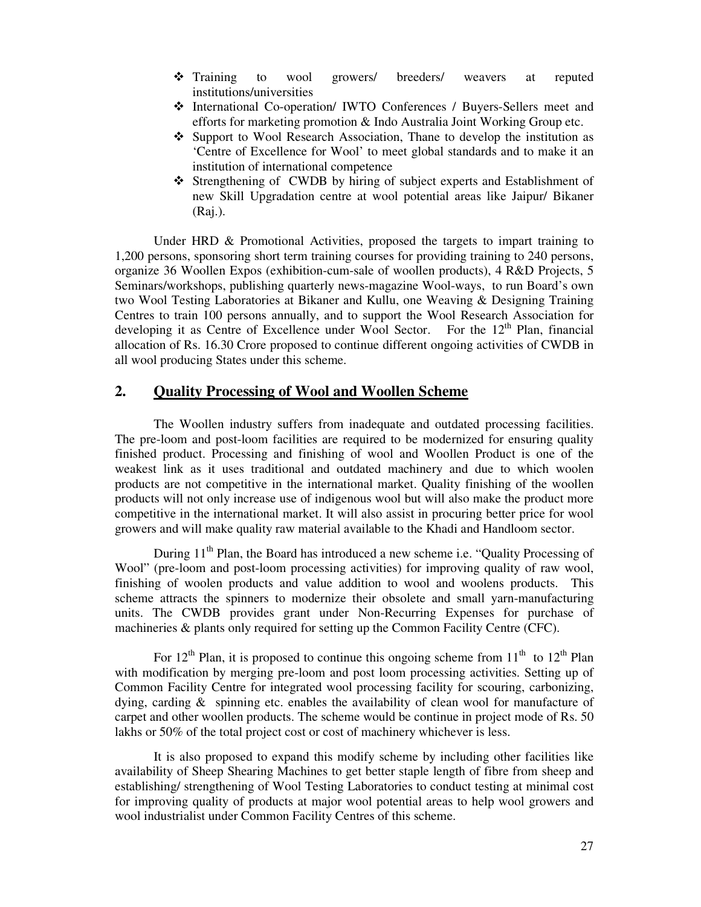- Training to wool growers/ breeders/ weavers at reputed institutions/universities
- International Co-operation/ IWTO Conferences / Buyers-Sellers meet and efforts for marketing promotion & Indo Australia Joint Working Group etc.
- Support to Wool Research Association, Thane to develop the institution as 'Centre of Excellence for Wool' to meet global standards and to make it an institution of international competence
- Strengthening of CWDB by hiring of subject experts and Establishment of new Skill Upgradation centre at wool potential areas like Jaipur/ Bikaner (Raj.).

Under HRD & Promotional Activities, proposed the targets to impart training to 1,200 persons, sponsoring short term training courses for providing training to 240 persons, organize 36 Woollen Expos (exhibition-cum-sale of woollen products), 4 R&D Projects, 5 Seminars/workshops, publishing quarterly news-magazine Wool-ways, to run Board's own two Wool Testing Laboratories at Bikaner and Kullu, one Weaving & Designing Training Centres to train 100 persons annually, and to support the Wool Research Association for developing it as Centre of Excellence under Wool Sector. For the 12th Plan, financial allocation of Rs. 16.30 Crore proposed to continue different ongoing activities of CWDB in all wool producing States under this scheme.

## 2. Quality Processing of Wool and Woollen Scheme

The Woollen industry suffers from inadequate and outdated processing facilities. The pre-loom and post-loom facilities are required to be modernized for ensuring quality finished product. Processing and finishing of wool and Woollen Product is one of the weakest link as it uses traditional and outdated machinery and due to which woolen products are not competitive in the international market. Quality finishing of the woollen products will not only increase use of indigenous wool but will also make the product more competitive in the international market. It will also assist in procuring better price for wool growers and will make quality raw material available to the Khadi and Handloom sector.

During 11th Plan, the Board has introduced a new scheme i.e. "Quality Processing of Wool" (pre-loom and post-loom processing activities) for improving quality of raw wool, finishing of woolen products and value addition to wool and woolens products. This scheme attracts the spinners to modernize their obsolete and small yarn-manufacturing units. The CWDB provides grant under Non-Recurring Expenses for purchase of machineries & plants only required for setting up the Common Facility Centre (CFC).

For 12th Plan, it is proposed to continue this ongoing scheme from 11th to 12th Plan with modification by merging pre-loom and post loom processing activities. Setting up of Common Facility Centre for integrated wool processing facility for scouring, carbonizing, dying, carding & spinning etc. enables the availability of clean wool for manufacture of carpet and other woollen products. The scheme would be continue in project mode of Rs. 50 lakhs or 50% of the total project cost or cost of machinery whichever is less.

It is also proposed to expand this modify scheme by including other facilities like availability of Sheep Shearing Machines to get better staple length of fibre from sheep and establishing/ strengthening of Wool Testing Laboratories to conduct testing at minimal cost for improving quality of products at major wool potential areas to help wool growers and wool industrialist under Common Facility Centres of this scheme.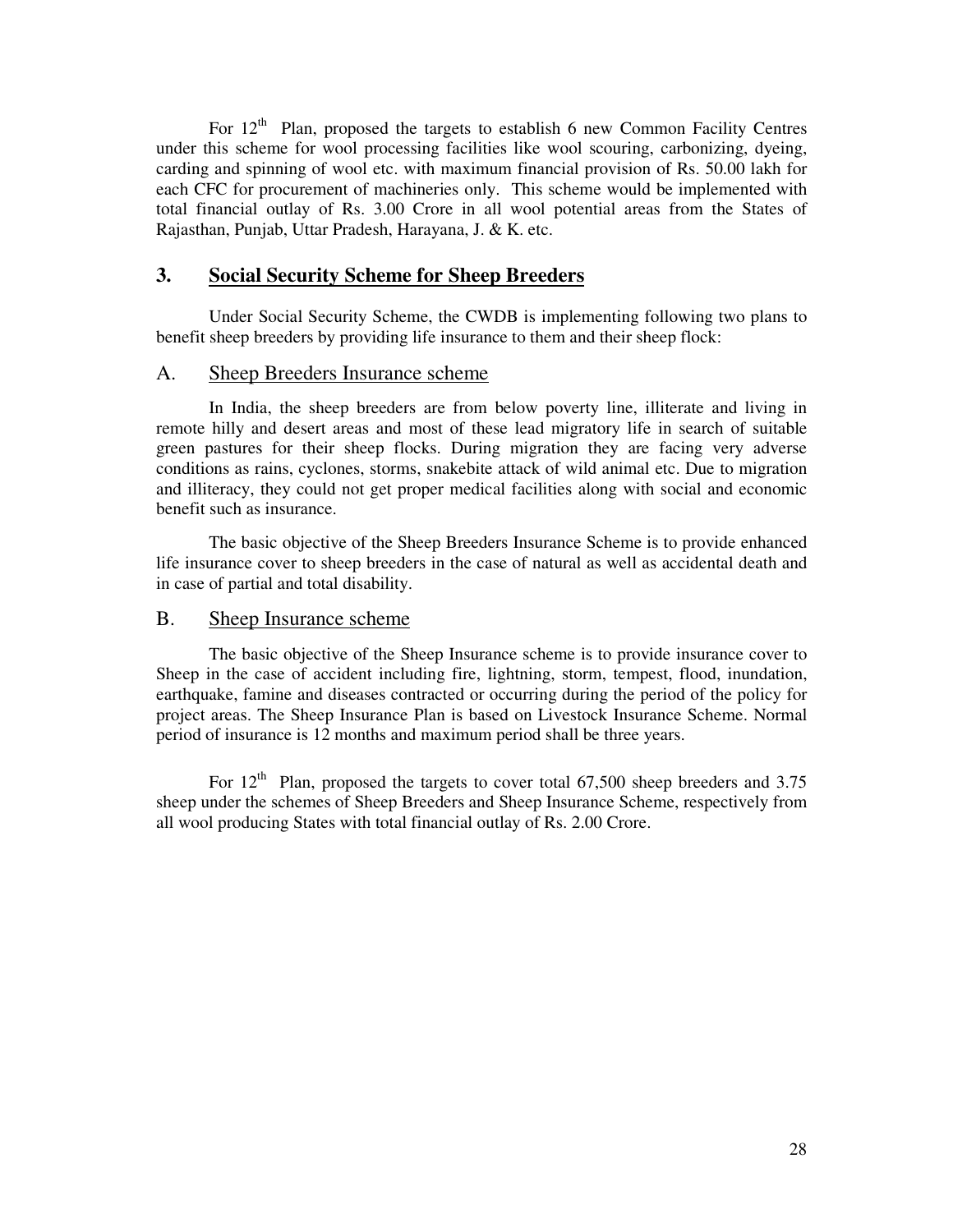For 12th Plan, proposed the targets to establish 6 new Common Facility Centres under this scheme for wool processing facilities like wool scouring, carbonizing, dyeing, carding and spinning of wool etc. with maximum financial provision of Rs. 50.00 lakh for each CFC for procurement of machineries only. This scheme would be implemented with total financial outlay of Rs. 3.00 Crore in all wool potential areas from the States of Rajasthan, Punjab, Uttar Pradesh, Harayana, J. & K. etc.

## 3. Social Security Scheme for Sheep Breeders

Under Social Security Scheme, the CWDB is implementing following two plans to benefit sheep breeders by providing life insurance to them and their sheep flock:

### A. Sheep Breeders Insurance scheme

In India, the sheep breeders are from below poverty line, illiterate and living in remote hilly and desert areas and most of these lead migratory life in search of suitable green pastures for their sheep flocks. During migration they are facing very adverse conditions as rains, cyclones, storms, snakebite attack of wild animal etc. Due to migration and illiteracy, they could not get proper medical facilities along with social and economic benefit such as insurance.

The basic objective of the Sheep Breeders Insurance Scheme is to provide enhanced life insurance cover to sheep breeders in the case of natural as well as accidental death and in case of partial and total disability.

### B. Sheep Insurance scheme

The basic objective of the Sheep Insurance scheme is to provide insurance cover to Sheep in the case of accident including fire, lightning, storm, tempest, flood, inundation, earthquake, famine and diseases contracted or occurring during the period of the policy for project areas. The Sheep Insurance Plan is based on Livestock Insurance Scheme. Normal period of insurance is 12 months and maximum period shall be three years.

For 12th Plan, proposed the targets to cover total 67,500 sheep breeders and 3.75 sheep under the schemes of Sheep Breeders and Sheep Insurance Scheme, respectively from all wool producing States with total financial outlay of Rs. 2.00 Crore.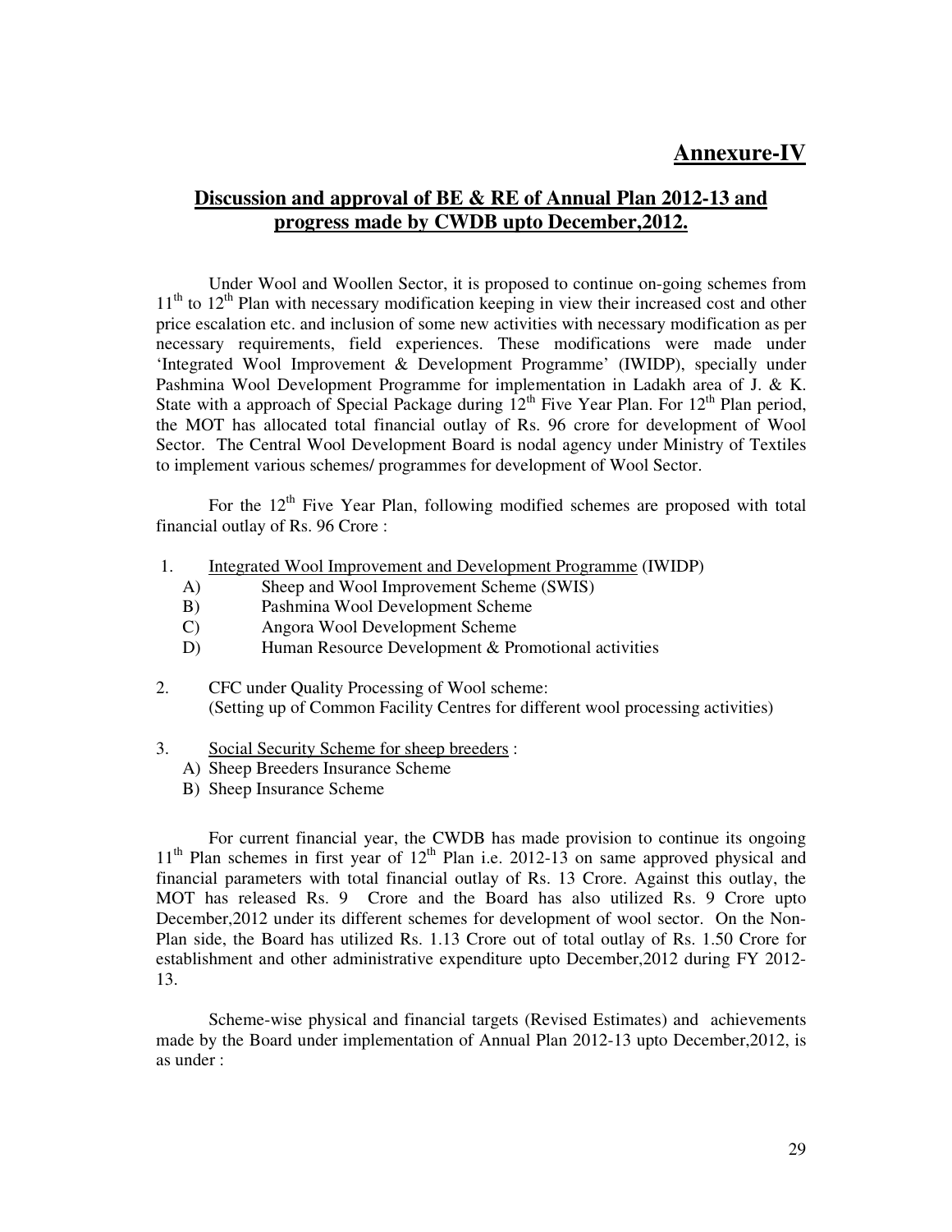# Annexure-IV

## Discussion and approval of BE & RE of Annual Plan 2012-13 and progress made by CWDB upto December,2012.

Under Wool and Woollen Sector, it is proposed to continue on-going schemes from 11th to 12th Plan with necessary modification keeping in view their increased cost and other price escalation etc. and inclusion of some new activities with necessary modification as per necessary requirements, field experiences. These modifications were made under 'Integrated Wool Improvement & Development Programme' (IWIDP), specially under Pashmina Wool Development Programme for implementation in Ladakh area of J. & K. State with a approach of Special Package during 12th Five Year Plan. For 12th Plan period, the MOT has allocated total financial outlay of Rs. 96 crore for development of Wool Sector. The Central Wool Development Board is nodal agency under Ministry of Textiles to implement various schemes/ programmes for development of Wool Sector.

For the 12th Five Year Plan, following modified schemes are proposed with total financial outlay of Rs. 96 Crore :

1. Integrated Wool Improvement and Development Programme (IWIDP)
   - A) Sheep and Wool Improvement Scheme (SWIS)
   - B) Pashmina Wool Development Scheme
   - C) Angora Wool Development Scheme
   - D) Human Resource Development & Promotional activities
2. CFC under Quality Processing of Wool scheme:
   (Setting up of Common Facility Centres for different wool processing activities)
3. Social Security Scheme for sheep breeders :
   - A) Sheep Breeders Insurance Scheme
   - B) Sheep Insurance Scheme

For current financial year, the CWDB has made provision to continue its ongoing 11th Plan schemes in first year of 12th Plan i.e. 2012-13 on same approved physical and financial parameters with total financial outlay of Rs. 13 Crore. Against this outlay, the MOT has released Rs. 9 Crore and the Board has also utilized Rs. 9 Crore upto December,2012 under its different schemes for development of wool sector. On the Non-Plan side, the Board has utilized Rs. 1.13 Crore out of total outlay of Rs. 1.50 Crore for establishment and other administrative expenditure upto December,2012 during FY 2012-13.

Scheme-wise physical and financial targets (Revised Estimates) and achievements made by the Board under implementation of Annual Plan 2012-13 upto December,2012, is as under :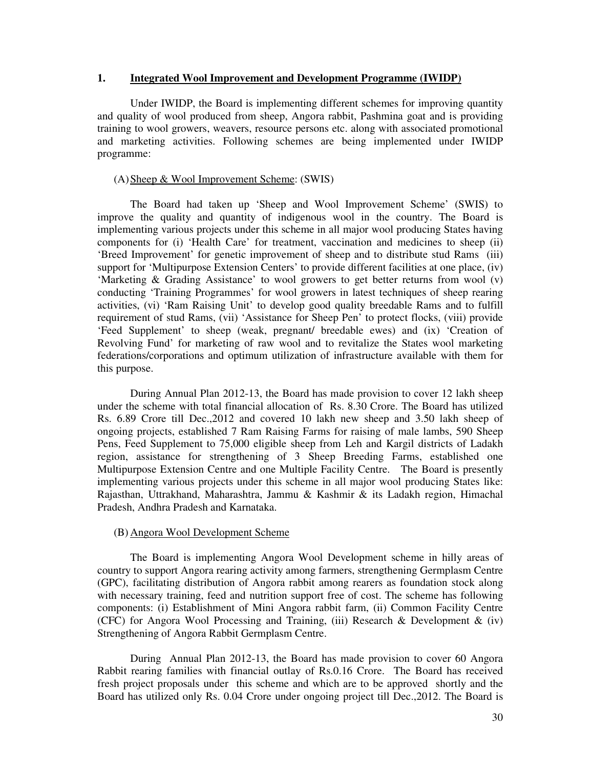## 1. Integrated Wool Improvement and Development Programme (IWIDP)

Under IWIDP, the Board is implementing different schemes for improving quantity and quality of wool produced from sheep, Angora rabbit, Pashmina goat and is providing training to wool growers, weavers, resource persons etc. along with associated promotional and marketing activities. Following schemes are being implemented under IWIDP programme:

### (A) Sheep & Wool Improvement Scheme: (SWIS)

The Board had taken up 'Sheep and Wool Improvement Scheme' (SWIS) to improve the quality and quantity of indigenous wool in the country. The Board is implementing various projects under this scheme in all major wool producing States having components for (i) 'Health Care' for treatment, vaccination and medicines to sheep (ii) 'Breed Improvement' for genetic improvement of sheep and to distribute stud Rams (iii) support for 'Multipurpose Extension Centers' to provide different facilities at one place, (iv) 'Marketing & Grading Assistance' to wool growers to get better returns from wool (v) conducting 'Training Programmes' for wool growers in latest techniques of sheep rearing activities, (vi) 'Ram Raising Unit' to develop good quality breedable Rams and to fulfill requirement of stud Rams, (vii) 'Assistance for Sheep Pen' to protect flocks, (viii) provide 'Feed Supplement' to sheep (weak, pregnant/ breedable ewes) and (ix) 'Creation of Revolving Fund' for marketing of raw wool and to revitalize the States wool marketing federations/corporations and optimum utilization of infrastructure available with them for this purpose.

During Annual Plan 2012-13, the Board has made provision to cover 12 lakh sheep under the scheme with total financial allocation of Rs. 8.30 Crore. The Board has utilized Rs. 6.89 Crore till Dec.,2012 and covered 10 lakh new sheep and 3.50 lakh sheep of ongoing projects, established 7 Ram Raising Farms for raising of male lambs, 590 Sheep Pens, Feed Supplement to 75,000 eligible sheep from Leh and Kargil districts of Ladakh region, assistance for strengthening of 3 Sheep Breeding Farms, established one Multipurpose Extension Centre and one Multiple Facility Centre. The Board is presently implementing various projects under this scheme in all major wool producing States like: Rajasthan, Uttrakhand, Maharashtra, Jammu & Kashmir & its Ladakh region, Himachal Pradesh, Andhra Pradesh and Karnataka.

### (B) Angora Wool Development Scheme

The Board is implementing Angora Wool Development scheme in hilly areas of country to support Angora rearing activity among farmers, strengthening Germplasm Centre (GPC), facilitating distribution of Angora rabbit among rearers as foundation stock along with necessary training, feed and nutrition support free of cost. The scheme has following components: (i) Establishment of Mini Angora rabbit farm, (ii) Common Facility Centre (CFC) for Angora Wool Processing and Training, (iii) Research & Development & (iv) Strengthening of Angora Rabbit Germplasm Centre.

During Annual Plan 2012-13, the Board has made provision to cover 60 Angora Rabbit rearing families with financial outlay of Rs.0.16 Crore. The Board has received fresh project proposals under this scheme and which are to be approved shortly and the Board has utilized only Rs. 0.04 Crore under ongoing project till Dec.,2012. The Board is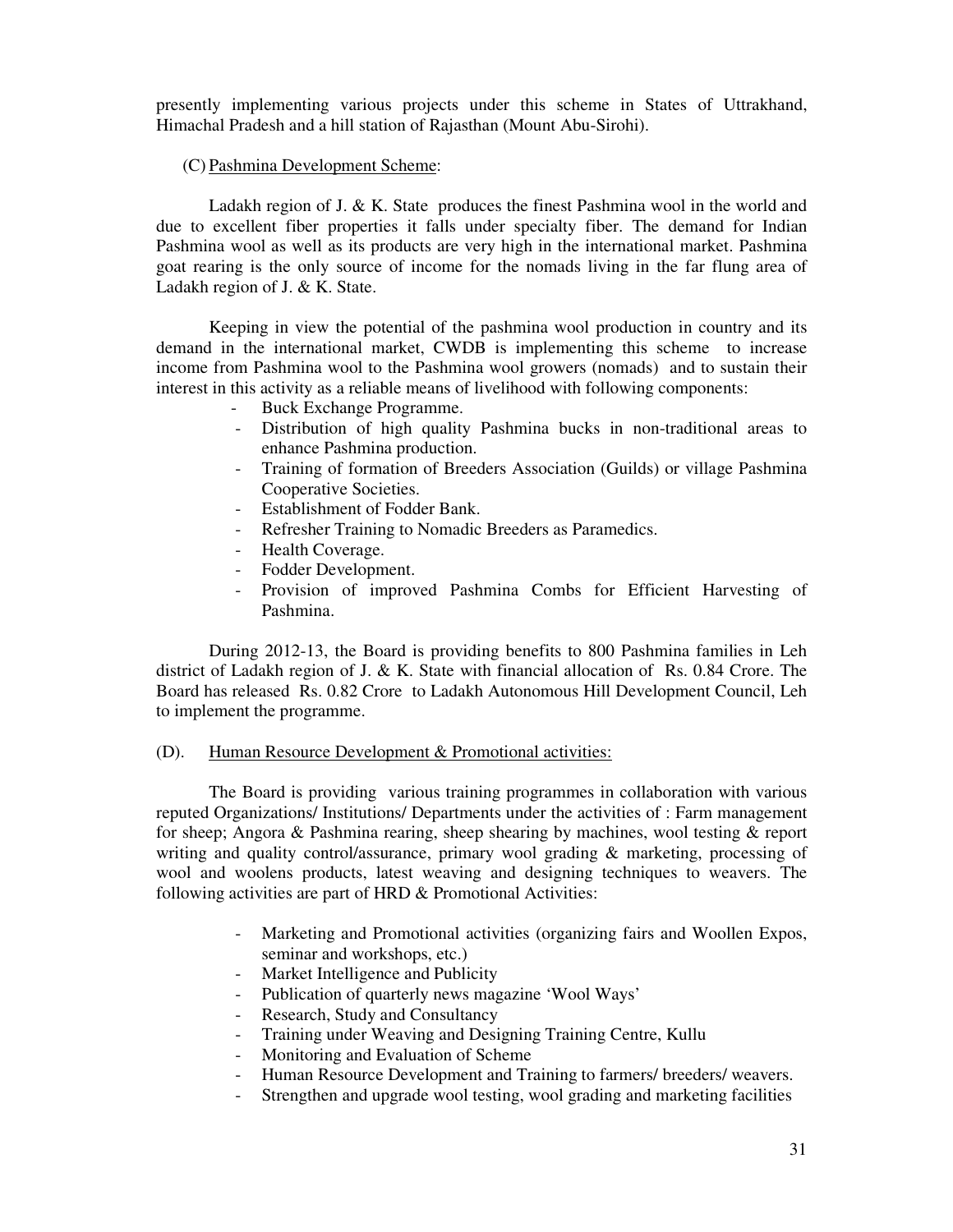presently implementing various projects under this scheme in States of Uttrakhand, Himachal Pradesh and a hill station of Rajasthan (Mount Abu-Sirohi).

(C) Pashmina Development Scheme:

Ladakh region of J. & K. State produces the finest Pashmina wool in the world and due to excellent fiber properties it falls under specialty fiber. The demand for Indian Pashmina wool as well as its products are very high in the international market. Pashmina goat rearing is the only source of income for the nomads living in the far flung area of Ladakh region of J. & K. State.

Keeping in view the potential of the pashmina wool production in country and its demand in the international market, CWDB is implementing this scheme to increase income from Pashmina wool to the Pashmina wool growers (nomads) and to sustain their interest in this activity as a reliable means of livelihood with following components:

- Buck Exchange Programme.
- Distribution of high quality Pashmina bucks in non-traditional areas to enhance Pashmina production.
- Training of formation of Breeders Association (Guilds) or village Pashmina Cooperative Societies.
- Establishment of Fodder Bank.
- Refresher Training to Nomadic Breeders as Paramedics.
- Health Coverage.
- Fodder Development.
- Provision of improved Pashmina Combs for Efficient Harvesting of Pashmina.

During 2012-13, the Board is providing benefits to 800 Pashmina families in Leh district of Ladakh region of J. & K. State with financial allocation of Rs. 0.84 Crore. The Board has released Rs. 0.82 Crore to Ladakh Autonomous Hill Development Council, Leh to implement the programme.

(D). Human Resource Development & Promotional activities:

The Board is providing various training programmes in collaboration with various reputed Organizations/ Institutions/ Departments under the activities of : Farm management for sheep; Angora & Pashmina rearing, sheep shearing by machines, wool testing & report writing and quality control/assurance, primary wool grading & marketing, processing of wool and woolens products, latest weaving and designing techniques to weavers. The following activities are part of HRD & Promotional Activities:

- Marketing and Promotional activities (organizing fairs and Woollen Expos, seminar and workshops, etc.)
- Market Intelligence and Publicity
- Publication of quarterly news magazine 'Wool Ways'
- Research, Study and Consultancy
- Training under Weaving and Designing Training Centre, Kullu
- Monitoring and Evaluation of Scheme
- Human Resource Development and Training to farmers/ breeders/ weavers.
- Strengthen and upgrade wool testing, wool grading and marketing facilities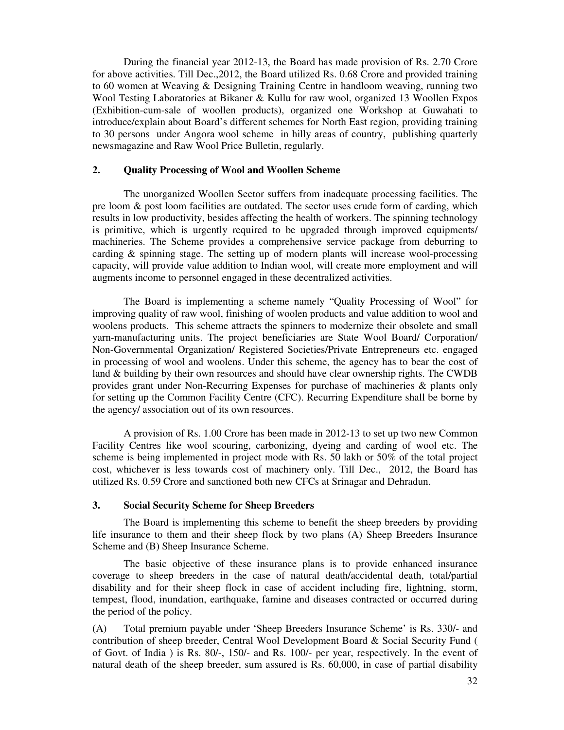During the financial year 2012-13, the Board has made provision of Rs. 2.70 Crore for above activities. Till Dec.,2012, the Board utilized Rs. 0.68 Crore and provided training to 60 women at Weaving & Designing Training Centre in handloom weaving, running two Wool Testing Laboratories at Bikaner & Kullu for raw wool, organized 13 Woollen Expos (Exhibition-cum-sale of woollen products), organized one Workshop at Guwahati to introduce/explain about Board's different schemes for North East region, providing training to 30 persons under Angora wool scheme in hilly areas of country, publishing quarterly newsmagazine and Raw Wool Price Bulletin, regularly.

## 2. Quality Processing of Wool and Woollen Scheme

The unorganized Woollen Sector suffers from inadequate processing facilities. The pre loom & post loom facilities are outdated. The sector uses crude form of carding, which results in low productivity, besides affecting the health of workers. The spinning technology is primitive, which is urgently required to be upgraded through improved equipments/ machineries. The Scheme provides a comprehensive service package from deburring to carding & spinning stage. The setting up of modern plants will increase wool-processing capacity, will provide value addition to Indian wool, will create more employment and will augments income to personnel engaged in these decentralized activities.

The Board is implementing a scheme namely "Quality Processing of Wool" for improving quality of raw wool, finishing of woolen products and value addition to wool and woolens products. This scheme attracts the spinners to modernize their obsolete and small yarn-manufacturing units. The project beneficiaries are State Wool Board/ Corporation/ Non-Governmental Organization/ Registered Societies/Private Entrepreneurs etc. engaged in processing of wool and woolens. Under this scheme, the agency has to bear the cost of land & building by their own resources and should have clear ownership rights. The CWDB provides grant under Non-Recurring Expenses for purchase of machineries & plants only for setting up the Common Facility Centre (CFC). Recurring Expenditure shall be borne by the agency/ association out of its own resources.

A provision of Rs. 1.00 Crore has been made in 2012-13 to set up two new Common Facility Centres like wool scouring, carbonizing, dyeing and carding of wool etc. The scheme is being implemented in project mode with Rs. 50 lakh or 50% of the total project cost, whichever is less towards cost of machinery only. Till Dec., 2012, the Board has utilized Rs. 0.59 Crore and sanctioned both new CFCs at Srinagar and Dehradun.

## 3. Social Security Scheme for Sheep Breeders

The Board is implementing this scheme to benefit the sheep breeders by providing life insurance to them and their sheep flock by two plans (A) Sheep Breeders Insurance Scheme and (B) Sheep Insurance Scheme.

The basic objective of these insurance plans is to provide enhanced insurance coverage to sheep breeders in the case of natural death/accidental death, total/partial disability and for their sheep flock in case of accident including fire, lightning, storm, tempest, flood, inundation, earthquake, famine and diseases contracted or occurred during the period of the policy.

(A) Total premium payable under 'Sheep Breeders Insurance Scheme' is Rs. 330/- and contribution of sheep breeder, Central Wool Development Board & Social Security Fund ( of Govt. of India ) is Rs. 80/-, 150/- and Rs. 100/- per year, respectively. In the event of natural death of the sheep breeder, sum assured is Rs. 60,000, in case of partial disability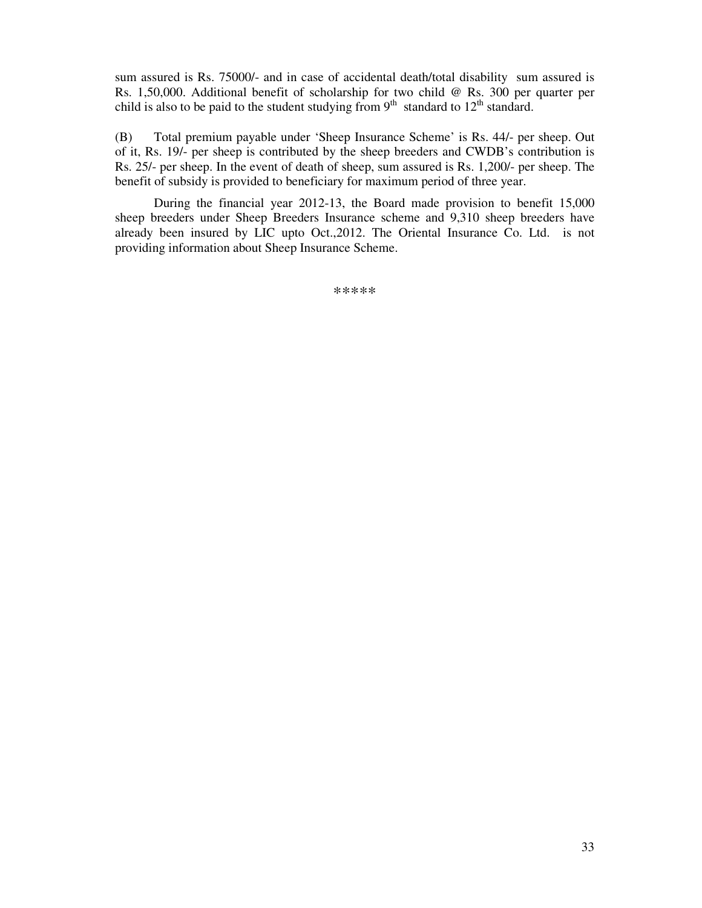sum assured is Rs. 75000/- and in case of accidental death/total disability sum assured is Rs. 1,50,000. Additional benefit of scholarship for two child @ Rs. 300 per quarter per child is also to be paid to the student studying from 9th standard to 12th standard.

(B) Total premium payable under 'Sheep Insurance Scheme' is Rs. 44/- per sheep. Out of it, Rs. 19/- per sheep is contributed by the sheep breeders and CWDB's contribution is Rs. 25/- per sheep. In the event of death of sheep, sum assured is Rs. 1,200/- per sheep. The benefit of subsidy is provided to beneficiary for maximum period of three year.

During the financial year 2012-13, the Board made provision to benefit 15,000 sheep breeders under Sheep Breeders Insurance scheme and 9,310 sheep breeders have already been insured by LIC upto Oct.,2012. The Oriental Insurance Co. Ltd. is not providing information about Sheep Insurance Scheme.

*****